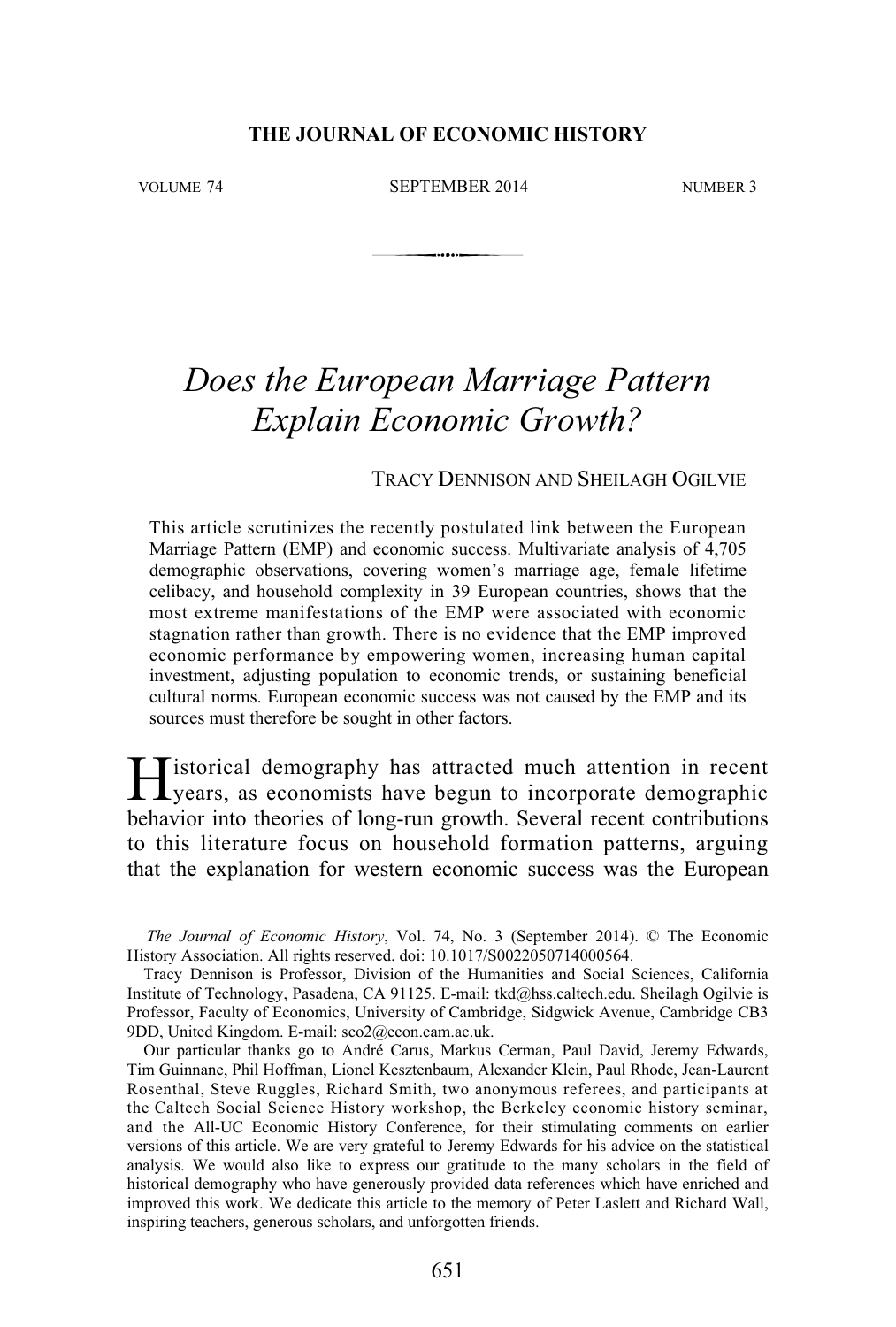# Does the European Marriage Pattern Explain Economic Growth?

TRACY DENNISON AND SHEILAGH OGILVIE

This article scrutinizes the recently postulated link between the European Marriage Pattern (EMP) and economic success. Multivariate analysis of 4,705 demographic observations, covering women's marriage age, female lifetime celibacy, and household complexity in 39 European countries, shows that the most extreme manifestations of the EMP were associated with economic stagnation rather than growth. There is no evidence that the EMP improved economic performance by empowering women, increasing human capital investment, adjusting population to economic trends, or sustaining beneficial cultural norms. European economic success was not caused by the EMP and its sources must therefore be sought in other factors.

Historical demography has attracted much attention in recent years, as economists have begun to incorporate demographic behavior into theories of long-run growth. Several recent contributions to this literature focus on household formation patterns, arguing that the explanation for western economic success was the European

*The Journal of Economic History*, Vol. 74, No. 3 (September 2014). © The Economic History Association. All rights reserved. doi: 10.1017/S0022050714000564.

Tracy Dennison is Professor, Division of the Humanities and Social Sciences, California Institute of Technology, Pasadena, CA 91125. E-mail: tkd@hss.caltech.edu. Sheilagh Ogilvie is Professor, Faculty of Economics, University of Cambridge, Sidgwick Avenue, Cambridge CB3 9DD, United Kingdom. E-mail: sco2@econ.cam.ac.uk.

Our particular thanks go to André Carus, Markus Cerman, Paul David, Jeremy Edwards, Tim Guinnane, Phil Hoffman, Lionel Kesztenbaum, Alexander Klein, Paul Rhode, Jean-Laurent Rosenthal, Steve Ruggles, Richard Smith, two anonymous referees, and participants at the Caltech Social Science History workshop, the Berkeley economic history seminar, and the All-UC Economic History Conference, for their stimulating comments on earlier versions of this article. We are very grateful to Jeremy Edwards for his advice on the statistical analysis. We would also like to express our gratitude to the many scholars in the field of historical demography who have generously provided data references which have enriched and improved this work. We dedicate this article to the memory of Peter Laslett and Richard Wall, inspiring teachers, generous scholars, and unforgotten friends.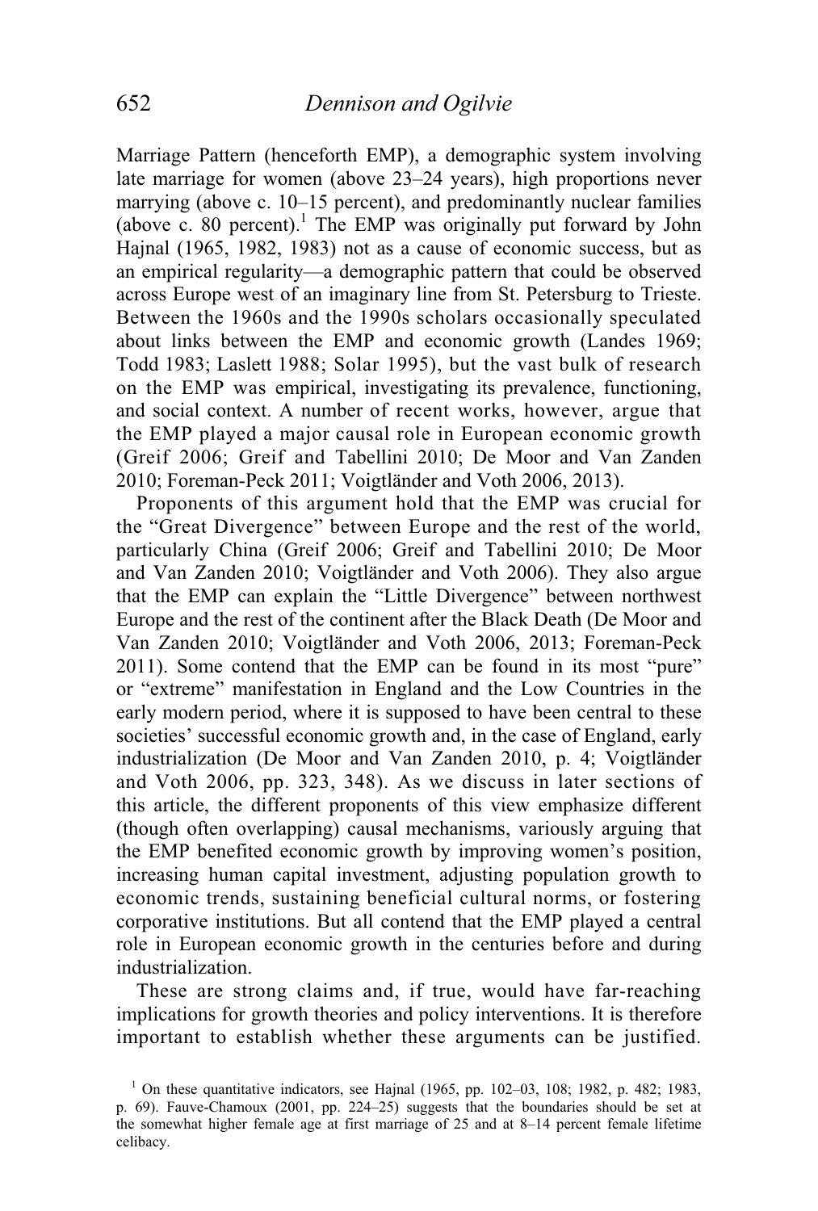Marriage Pattern (henceforth EMP), a demographic system involving late marriage for women (above 23–24 years), high proportions never marrying (above c. 10–15 percent), and predominantly nuclear families (above c. 80 percent).[1] The EMP was originally put forward by John Hajnal (1965, 1982, 1983) not as a cause of economic success, but as an empirical regularity—a demographic pattern that could be observed across Europe west of an imaginary line from St. Petersburg to Trieste. Between the 1960s and the 1990s scholars occasionally speculated about links between the EMP and economic growth (Landes 1969; Todd 1983; Laslett 1988; Solar 1995), but the vast bulk of research on the EMP was empirical, investigating its prevalence, functioning, and social context. A number of recent works, however, argue that the EMP played a major causal role in European economic growth (Greif 2006; Greif and Tabellini 2010; De Moor and Van Zanden 2010; Foreman-Peck 2011; Voigtländer and Voth 2006, 2013).

Proponents of this argument hold that the EMP was crucial for the "Great Divergence" between Europe and the rest of the world, particularly China (Greif 2006; Greif and Tabellini 2010; De Moor and Van Zanden 2010; Voigtländer and Voth 2006). They also argue that the EMP can explain the "Little Divergence" between northwest Europe and the rest of the continent after the Black Death (De Moor and Van Zanden 2010; Voigtländer and Voth 2006, 2013; Foreman-Peck 2011). Some contend that the EMP can be found in its most "pure" or "extreme" manifestation in England and the Low Countries in the early modern period, where it is supposed to have been central to these societies' successful economic growth and, in the case of England, early industrialization (De Moor and Van Zanden 2010, p. 4; Voigtländer and Voth 2006, pp. 323, 348). As we discuss in later sections of this article, the different proponents of this view emphasize different (though often overlapping) causal mechanisms, variously arguing that the EMP benefited economic growth by improving women's position, increasing human capital investment, adjusting population growth to economic trends, sustaining beneficial cultural norms, or fostering corporative institutions. But all contend that the EMP played a central role in European economic growth in the centuries before and during industrialization.

These are strong claims and, if true, would have far-reaching implications for growth theories and policy interventions. It is therefore important to establish whether these arguments can be justified.

[1] On these quantitative indicators, see Hajnal (1965, pp. 102–03, 108; 1982, p. 482; 1983, p. 69). Fauve-Chamoux (2001, pp. 224–25) suggests that the boundaries should be set at the somewhat higher female age at first marriage of 25 and at 8–14 percent female lifetime celibacy.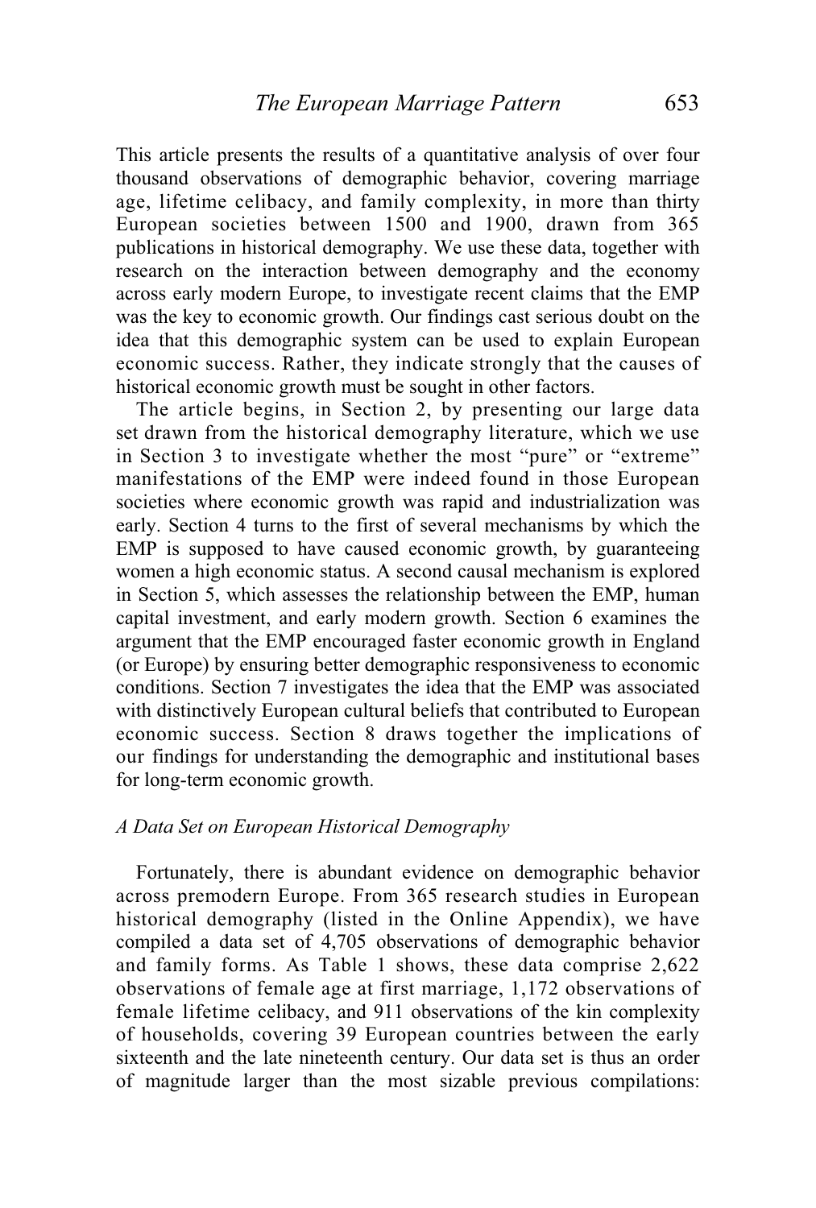This article presents the results of a quantitative analysis of over four thousand observations of demographic behavior, covering marriage age, lifetime celibacy, and family complexity, in more than thirty European societies between 1500 and 1900, drawn from 365 publications in historical demography. We use these data, together with research on the interaction between demography and the economy across early modern Europe, to investigate recent claims that the EMP was the key to economic growth. Our findings cast serious doubt on the idea that this demographic system can be used to explain European economic success. Rather, they indicate strongly that the causes of historical economic growth must be sought in other factors.

The article begins, in Section 2, by presenting our large data set drawn from the historical demography literature, which we use in Section 3 to investigate whether the most "pure" or "extreme" manifestations of the EMP were indeed found in those European societies where economic growth was rapid and industrialization was early. Section 4 turns to the first of several mechanisms by which the EMP is supposed to have caused economic growth, by guaranteeing women a high economic status. A second causal mechanism is explored in Section 5, which assesses the relationship between the EMP, human capital investment, and early modern growth. Section 6 examines the argument that the EMP encouraged faster economic growth in England (or Europe) by ensuring better demographic responsiveness to economic conditions. Section 7 investigates the idea that the EMP was associated with distinctively European cultural beliefs that contributed to European economic success. Section 8 draws together the implications of our findings for understanding the demographic and institutional bases for long-term economic growth.

## *A Data Set on European Historical Demography*

Fortunately, there is abundant evidence on demographic behavior across premodern Europe. From 365 research studies in European historical demography (listed in the Online Appendix), we have compiled a data set of 4,705 observations of demographic behavior and family forms. As Table 1 shows, these data comprise 2,622 observations of female age at first marriage, 1,172 observations of female lifetime celibacy, and 911 observations of the kin complexity of households, covering 39 European countries between the early sixteenth and the late nineteenth century. Our data set is thus an order of magnitude larger than the most sizable previous compilations: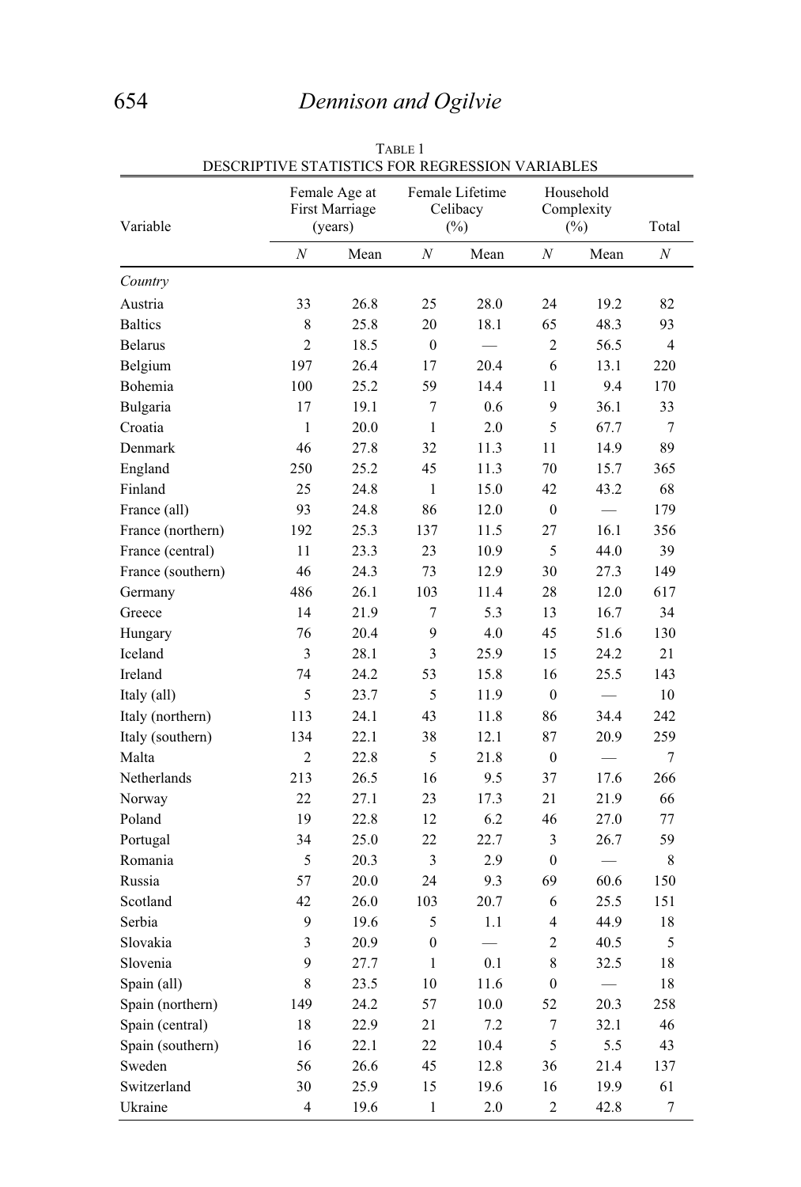TABLE 1
DESCRIPTIVE STATISTICS FOR REGRESSION VARIABLES

| Variable | Female Age at First Marriage (years) | | Female Lifetime Celibacy (%) | | Household Complexity (%) | | Total |
|---|---|---|---|---|---|---|---|
| | $N$ | Mean | $N$ | Mean | $N$ | Mean | $N$ |
| *Country* | | | | | | | |
| Austria | 33 | 26.8 | 25 | 28.0 | 24 | 19.2 | 82 |
| Baltics | 8 | 25.8 | 20 | 18.1 | 65 | 48.3 | 93 |
| Belarus | 2 | 18.5 | 0 | — | 2 | 56.5 | 4 |
| Belgium | 197 | 26.4 | 17 | 20.4 | 6 | 13.1 | 220 |
| Bohemia | 100 | 25.2 | 59 | 14.4 | 11 | 9.4 | 170 |
| Bulgaria | 17 | 19.1 | 7 | 0.6 | 9 | 36.1 | 33 |
| Croatia | 1 | 20.0 | 1 | 2.0 | 5 | 67.7 | 7 |
| Denmark | 46 | 27.8 | 32 | 11.3 | 11 | 14.9 | 89 |
| England | 250 | 25.2 | 45 | 11.3 | 70 | 15.7 | 365 |
| Finland | 25 | 24.8 | 1 | 15.0 | 42 | 43.2 | 68 |
| France (all) | 93 | 24.8 | 86 | 12.0 | 0 | — | 179 |
| France (northern) | 192 | 25.3 | 137 | 11.5 | 27 | 16.1 | 356 |
| France (central) | 11 | 23.3 | 23 | 10.9 | 5 | 44.0 | 39 |
| France (southern) | 46 | 24.3 | 73 | 12.9 | 30 | 27.3 | 149 |
| Germany | 486 | 26.1 | 103 | 11.4 | 28 | 12.0 | 617 |
| Greece | 14 | 21.9 | 7 | 5.3 | 13 | 16.7 | 34 |
| Hungary | 76 | 20.4 | 9 | 4.0 | 45 | 51.6 | 130 |
| Iceland | 3 | 28.1 | 3 | 25.9 | 15 | 24.2 | 21 |
| Ireland | 74 | 24.2 | 53 | 15.8 | 16 | 25.5 | 143 |
| Italy (all) | 5 | 23.7 | 5 | 11.9 | 0 | — | 10 |
| Italy (northern) | 113 | 24.1 | 43 | 11.8 | 86 | 34.4 | 242 |
| Italy (southern) | 134 | 22.1 | 38 | 12.1 | 87 | 20.9 | 259 |
| Malta | 2 | 22.8 | 5 | 21.8 | 0 | — | 7 |
| Netherlands | 213 | 26.5 | 16 | 9.5 | 37 | 17.6 | 266 |
| Norway | 22 | 27.1 | 23 | 17.3 | 21 | 21.9 | 66 |
| Poland | 19 | 22.8 | 12 | 6.2 | 46 | 27.0 | 77 |
| Portugal | 34 | 25.0 | 22 | 22.7 | 3 | 26.7 | 59 |
| Romania | 5 | 20.3 | 3 | 2.9 | 0 | — | 8 |
| Russia | 57 | 20.0 | 24 | 9.3 | 69 | 60.6 | 150 |
| Scotland | 42 | 26.0 | 103 | 20.7 | 6 | 25.5 | 151 |
| Serbia | 9 | 19.6 | 5 | 1.1 | 4 | 44.9 | 18 |
| Slovakia | 3 | 20.9 | 0 | — | 2 | 40.5 | 5 |
| Slovenia | 9 | 27.7 | 1 | 0.1 | 8 | 32.5 | 18 |
| Spain (all) | 8 | 23.5 | 10 | 11.6 | 0 | — | 18 |
| Spain (northern) | 149 | 24.2 | 57 | 10.0 | 52 | 20.3 | 258 |
| Spain (central) | 18 | 22.9 | 21 | 7.2 | 7 | 32.1 | 46 |
| Spain (southern) | 16 | 22.1 | 22 | 10.4 | 5 | 5.5 | 43 |
| Sweden | 56 | 26.6 | 45 | 12.8 | 36 | 21.4 | 137 |
| Switzerland | 30 | 25.9 | 15 | 19.6 | 16 | 19.9 | 61 |
| Ukraine | 4 | 19.6 | 1 | 2.0 | 2 | 42.8 | 7 |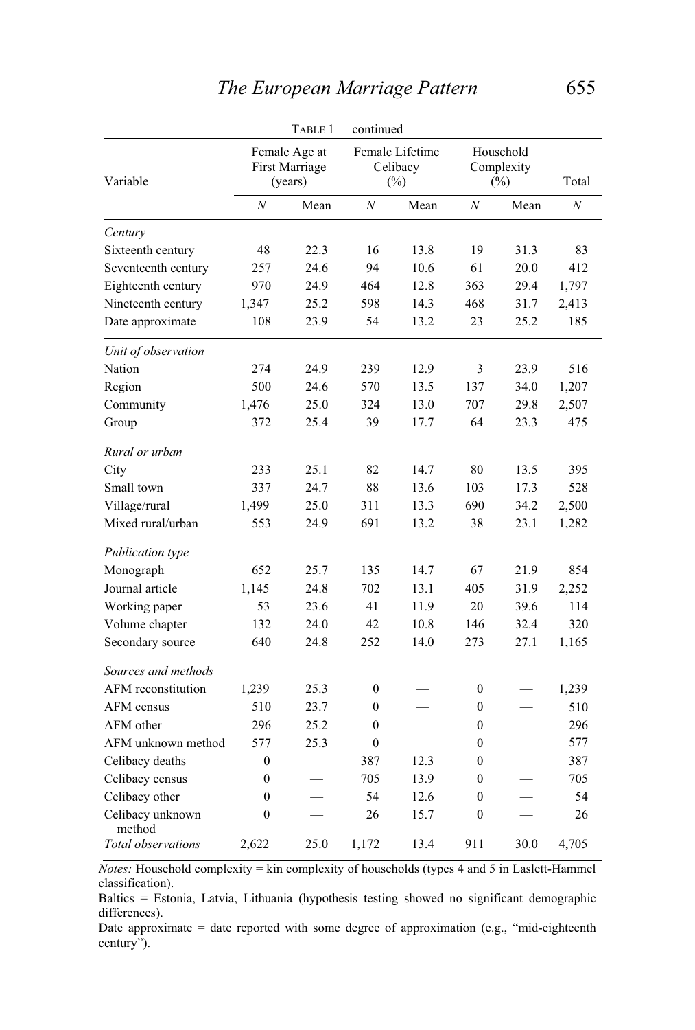TABLE 1 — continued

| Variable | Female Age at First Marriage (years) | | Female Lifetime Celibacy (%) | | Household Complexity (%) | | Total |
|---|---|---|---|---|---|---|---|
| | *N* | Mean | *N* | Mean | *N* | Mean | *N* |
| *Century* | | | | | | | |
| Sixteenth century | 48 | 22.3 | 16 | 13.8 | 19 | 31.3 | 83 |
| Seventeenth century | 257 | 24.6 | 94 | 10.6 | 61 | 20.0 | 412 |
| Eighteenth century | 970 | 24.9 | 464 | 12.8 | 363 | 29.4 | 1,797 |
| Nineteenth century | 1,347 | 25.2 | 598 | 14.3 | 468 | 31.7 | 2,413 |
| Date approximate | 108 | 23.9 | 54 | 13.2 | 23 | 25.2 | 185 |
| *Unit of observation* | | | | | | | |
| Nation | 274 | 24.9 | 239 | 12.9 | 3 | 23.9 | 516 |
| Region | 500 | 24.6 | 570 | 13.5 | 137 | 34.0 | 1,207 |
| Community | 1,476 | 25.0 | 324 | 13.0 | 707 | 29.8 | 2,507 |
| Group | 372 | 25.4 | 39 | 17.7 | 64 | 23.3 | 475 |
| *Rural or urban* | | | | | | | |
| City | 233 | 25.1 | 82 | 14.7 | 80 | 13.5 | 395 |
| Small town | 337 | 24.7 | 88 | 13.6 | 103 | 17.3 | 528 |
| Village/rural | 1,499 | 25.0 | 311 | 13.3 | 690 | 34.2 | 2,500 |
| Mixed rural/urban | 553 | 24.9 | 691 | 13.2 | 38 | 23.1 | 1,282 |
| *Publication type* | | | | | | | |
| Monograph | 652 | 25.7 | 135 | 14.7 | 67 | 21.9 | 854 |
| Journal article | 1,145 | 24.8 | 702 | 13.1 | 405 | 31.9 | 2,252 |
| Working paper | 53 | 23.6 | 41 | 11.9 | 20 | 39.6 | 114 |
| Volume chapter | 132 | 24.0 | 42 | 10.8 | 146 | 32.4 | 320 |
| Secondary source | 640 | 24.8 | 252 | 14.0 | 273 | 27.1 | 1,165 |
| *Sources and methods* | | | | | | | |
| AFM reconstitution | 1,239 | 25.3 | 0 | — | 0 | — | 1,239 |
| AFM census | 510 | 23.7 | 0 | — | 0 | — | 510 |
| AFM other | 296 | 25.2 | 0 | — | 0 | — | 296 |
| AFM unknown method | 577 | 25.3 | 0 | — | 0 | — | 577 |
| Celibacy deaths | 0 | — | 387 | 12.3 | 0 | — | 387 |
| Celibacy census | 0 | — | 705 | 13.9 | 0 | — | 705 |
| Celibacy other | 0 | — | 54 | 12.6 | 0 | — | 54 |
| Celibacy unknown method | 0 | — | 26 | 15.7 | 0 | — | 26 |
| *Total observations* | 2,622 | 25.0 | 1,172 | 13.4 | 911 | 30.0 | 4,705 |

*Notes:* Household complexity = kin complexity of households (types 4 and 5 in Laslett-Hammel classification).

Baltics = Estonia, Latvia, Lithuania (hypothesis testing showed no significant demographic differences).

Date approximate = date reported with some degree of approximation (e.g., "mid-eighteenth century").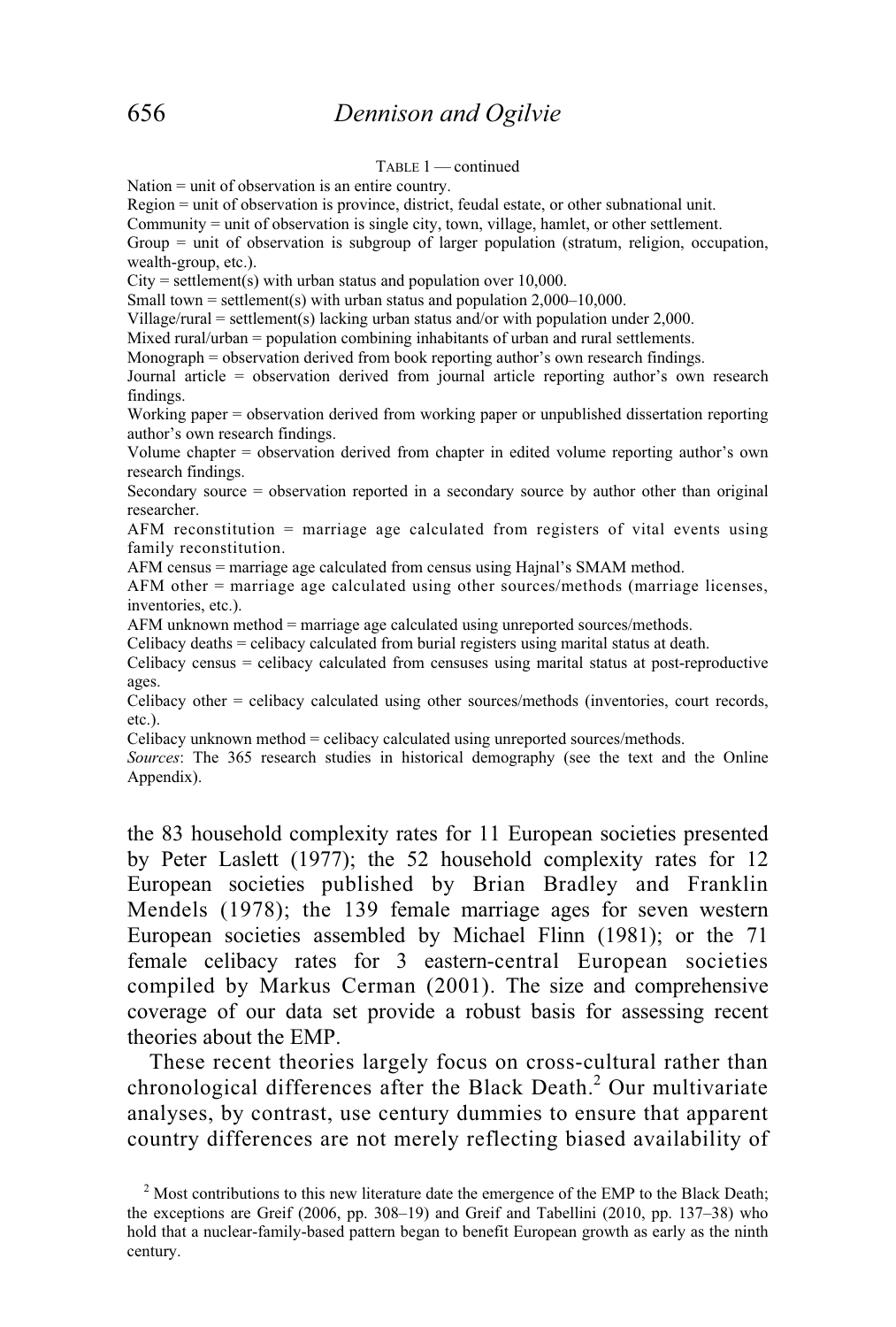TABLE 1 — continued

Nation = unit of observation is an entire country.
Region = unit of observation is province, district, feudal estate, or other subnational unit.
Community = unit of observation is single city, town, village, hamlet, or other settlement.
Group = unit of observation is subgroup of larger population (stratum, religion, occupation, wealth-group, etc.).
City = settlement(s) with urban status and population over 10,000.
Small town = settlement(s) with urban status and population 2,000–10,000.
Village/rural = settlement(s) lacking urban status and/or with population under 2,000.
Mixed rural/urban = population combining inhabitants of urban and rural settlements.
Monograph = observation derived from book reporting author's own research findings.
Journal article = observation derived from journal article reporting author's own research findings.
Working paper = observation derived from working paper or unpublished dissertation reporting author's own research findings.
Volume chapter = observation derived from chapter in edited volume reporting author's own research findings.
Secondary source = observation reported in a secondary source by author other than original researcher.
AFM reconstitution = marriage age calculated from registers of vital events using family reconstitution.
AFM census = marriage age calculated from census using Hajnal's SMAM method.
AFM other = marriage age calculated using other sources/methods (marriage licenses, inventories, etc.).
AFM unknown method = marriage age calculated using unreported sources/methods.
Celibacy deaths = celibacy calculated from burial registers using marital status at death.
Celibacy census = celibacy calculated from censuses using marital status at post-reproductive ages.
Celibacy other = celibacy calculated using other sources/methods (inventories, court records, etc.).
Celibacy unknown method = celibacy calculated using unreported sources/methods.
*Sources*: The 365 research studies in historical demography (see the text and the Online Appendix).

the 83 household complexity rates for 11 European societies presented by Peter Laslett (1977); the 52 household complexity rates for 12 European societies published by Brian Bradley and Franklin Mendels (1978); the 139 female marriage ages for seven western European societies assembled by Michael Flinn (1981); or the 71 female celibacy rates for 3 eastern-central European societies compiled by Markus Cerman (2001). The size and comprehensive coverage of our data set provide a robust basis for assessing recent theories about the EMP.

These recent theories largely focus on cross-cultural rather than chronological differences after the Black Death.[2] Our multivariate analyses, by contrast, use century dummies to ensure that apparent country differences are not merely reflecting biased availability of

[2] Most contributions to this new literature date the emergence of the EMP to the Black Death; the exceptions are Greif (2006, pp. 308–19) and Greif and Tabellini (2010, pp. 137–38) who hold that a nuclear-family-based pattern began to benefit European growth as early as the ninth century.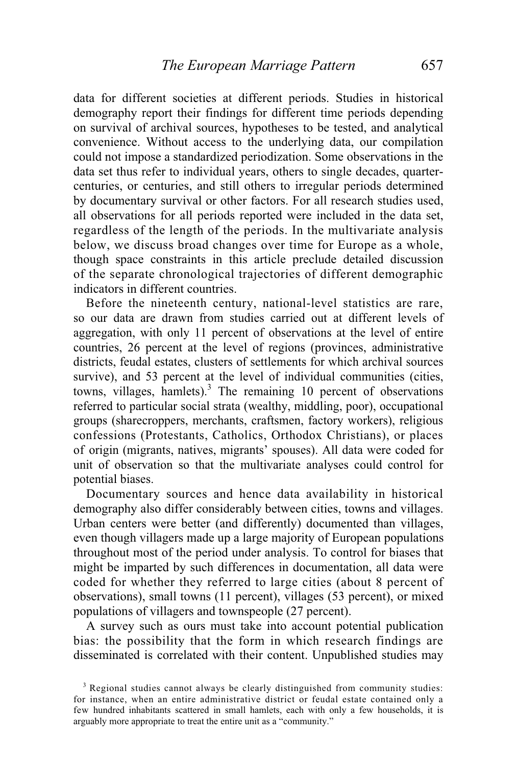data for different societies at different periods. Studies in historical demography report their findings for different time periods depending on survival of archival sources, hypotheses to be tested, and analytical convenience. Without access to the underlying data, our compilation could not impose a standardized periodization. Some observations in the data set thus refer to individual years, others to single decades, quarter-centuries, or centuries, and still others to irregular periods determined by documentary survival or other factors. For all research studies used, all observations for all periods reported were included in the data set, regardless of the length of the periods. In the multivariate analysis below, we discuss broad changes over time for Europe as a whole, though space constraints in this article preclude detailed discussion of the separate chronological trajectories of different demographic indicators in different countries.

Before the nineteenth century, national-level statistics are rare, so our data are drawn from studies carried out at different levels of aggregation, with only 11 percent of observations at the level of entire countries, 26 percent at the level of regions (provinces, administrative districts, feudal estates, clusters of settlements for which archival sources survive), and 53 percent at the level of individual communities (cities, towns, villages, hamlets).[3] The remaining 10 percent of observations referred to particular social strata (wealthy, middling, poor), occupational groups (sharecroppers, merchants, craftsmen, factory workers), religious confessions (Protestants, Catholics, Orthodox Christians), or places of origin (migrants, natives, migrants' spouses). All data were coded for unit of observation so that the multivariate analyses could control for potential biases.

Documentary sources and hence data availability in historical demography also differ considerably between cities, towns and villages. Urban centers were better (and differently) documented than villages, even though villagers made up a large majority of European populations throughout most of the period under analysis. To control for biases that might be imparted by such differences in documentation, all data were coded for whether they referred to large cities (about 8 percent of observations), small towns (11 percent), villages (53 percent), or mixed populations of villagers and townspeople (27 percent).

A survey such as ours must take into account potential publication bias: the possibility that the form in which research findings are disseminated is correlated with their content. Unpublished studies may

[3] Regional studies cannot always be clearly distinguished from community studies: for instance, when an entire administrative district or feudal estate contained only a few hundred inhabitants scattered in small hamlets, each with only a few households, it is arguably more appropriate to treat the entire unit as a "community."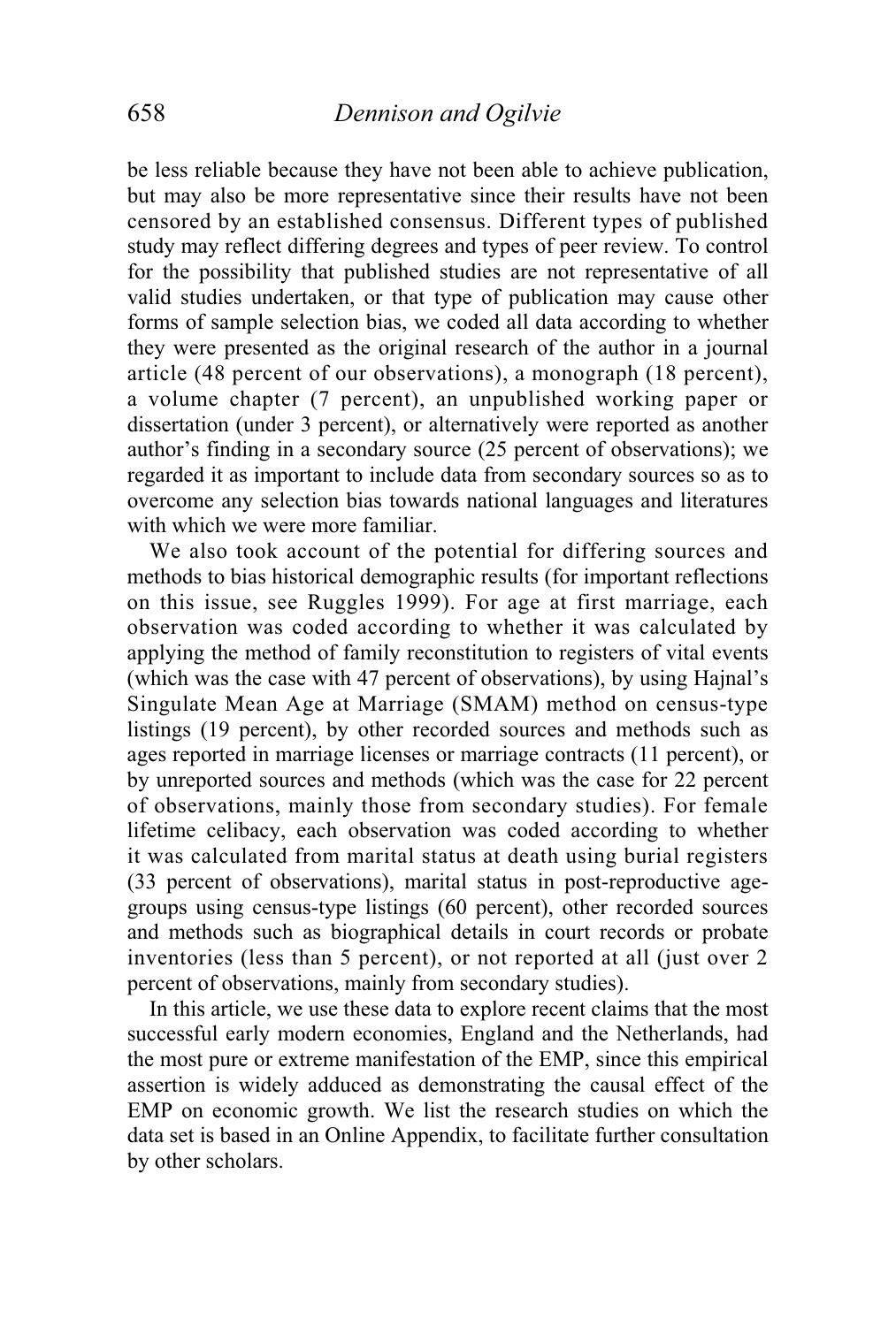be less reliable because they have not been able to achieve publication, but may also be more representative since their results have not been censored by an established consensus. Different types of published study may reflect differing degrees and types of peer review. To control for the possibility that published studies are not representative of all valid studies undertaken, or that type of publication may cause other forms of sample selection bias, we coded all data according to whether they were presented as the original research of the author in a journal article (48 percent of our observations), a monograph (18 percent), a volume chapter (7 percent), an unpublished working paper or dissertation (under 3 percent), or alternatively were reported as another author's finding in a secondary source (25 percent of observations); we regarded it as important to include data from secondary sources so as to overcome any selection bias towards national languages and literatures with which we were more familiar.

We also took account of the potential for differing sources and methods to bias historical demographic results (for important reflections on this issue, see Ruggles 1999). For age at first marriage, each observation was coded according to whether it was calculated by applying the method of family reconstitution to registers of vital events (which was the case with 47 percent of observations), by using Hajnal's Singulate Mean Age at Marriage (SMAM) method on census-type listings (19 percent), by other recorded sources and methods such as ages reported in marriage licenses or marriage contracts (11 percent), or by unreported sources and methods (which was the case for 22 percent of observations, mainly those from secondary studies). For female lifetime celibacy, each observation was coded according to whether it was calculated from marital status at death using burial registers (33 percent of observations), marital status in post-reproductive age-groups using census-type listings (60 percent), other recorded sources and methods such as biographical details in court records or probate inventories (less than 5 percent), or not reported at all (just over 2 percent of observations, mainly from secondary studies).

In this article, we use these data to explore recent claims that the most successful early modern economies, England and the Netherlands, had the most pure or extreme manifestation of the EMP, since this empirical assertion is widely adduced as demonstrating the causal effect of the EMP on economic growth. We list the research studies on which the data set is based in an Online Appendix, to facilitate further consultation by other scholars.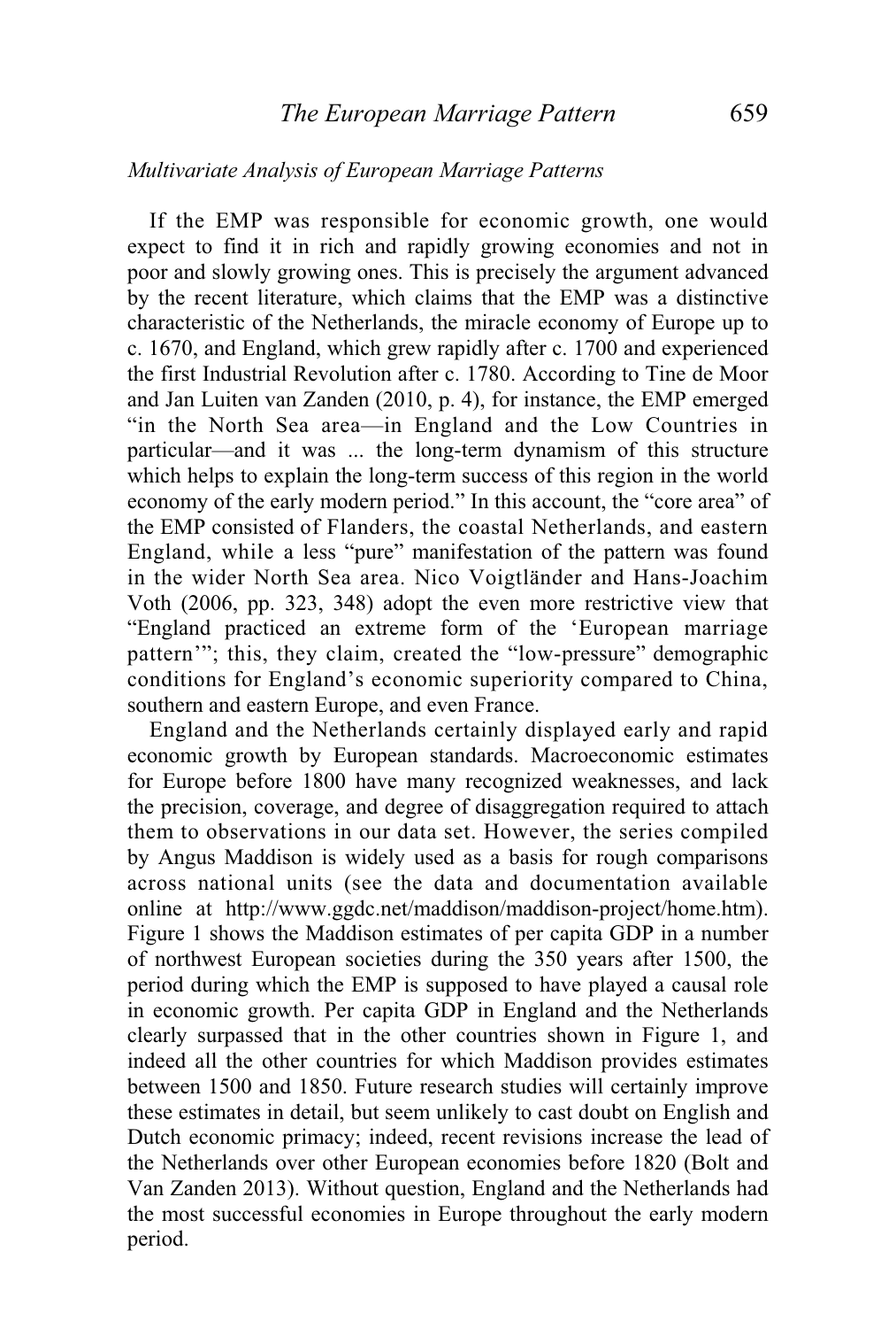*Multivariate Analysis of European Marriage Patterns*

If the EMP was responsible for economic growth, one would expect to find it in rich and rapidly growing economies and not in poor and slowly growing ones. This is precisely the argument advanced by the recent literature, which claims that the EMP was a distinctive characteristic of the Netherlands, the miracle economy of Europe up to c. 1670, and England, which grew rapidly after c. 1700 and experienced the first Industrial Revolution after c. 1780. According to Tine de Moor and Jan Luiten van Zanden (2010, p. 4), for instance, the EMP emerged "in the North Sea area—in England and the Low Countries in particular—and it was ... the long-term dynamism of this structure which helps to explain the long-term success of this region in the world economy of the early modern period." In this account, the "core area" of the EMP consisted of Flanders, the coastal Netherlands, and eastern England, while a less "pure" manifestation of the pattern was found in the wider North Sea area. Nico Voigtländer and Hans-Joachim Voth (2006, pp. 323, 348) adopt the even more restrictive view that "England practiced an extreme form of the 'European marriage pattern'"; this, they claim, created the "low-pressure" demographic conditions for England's economic superiority compared to China, southern and eastern Europe, and even France.

England and the Netherlands certainly displayed early and rapid economic growth by European standards. Macroeconomic estimates for Europe before 1800 have many recognized weaknesses, and lack the precision, coverage, and degree of disaggregation required to attach them to observations in our data set. However, the series compiled by Angus Maddison is widely used as a basis for rough comparisons across national units (see the data and documentation available online at http://www.ggdc.net/maddison/maddison-project/home.htm). Figure 1 shows the Maddison estimates of per capita GDP in a number of northwest European societies during the 350 years after 1500, the period during which the EMP is supposed to have played a causal role in economic growth. Per capita GDP in England and the Netherlands clearly surpassed that in the other countries shown in Figure 1, and indeed all the other countries for which Maddison provides estimates between 1500 and 1850. Future research studies will certainly improve these estimates in detail, but seem unlikely to cast doubt on English and Dutch economic primacy; indeed, recent revisions increase the lead of the Netherlands over other European economies before 1820 (Bolt and Van Zanden 2013). Without question, England and the Netherlands had the most successful economies in Europe throughout the early modern period.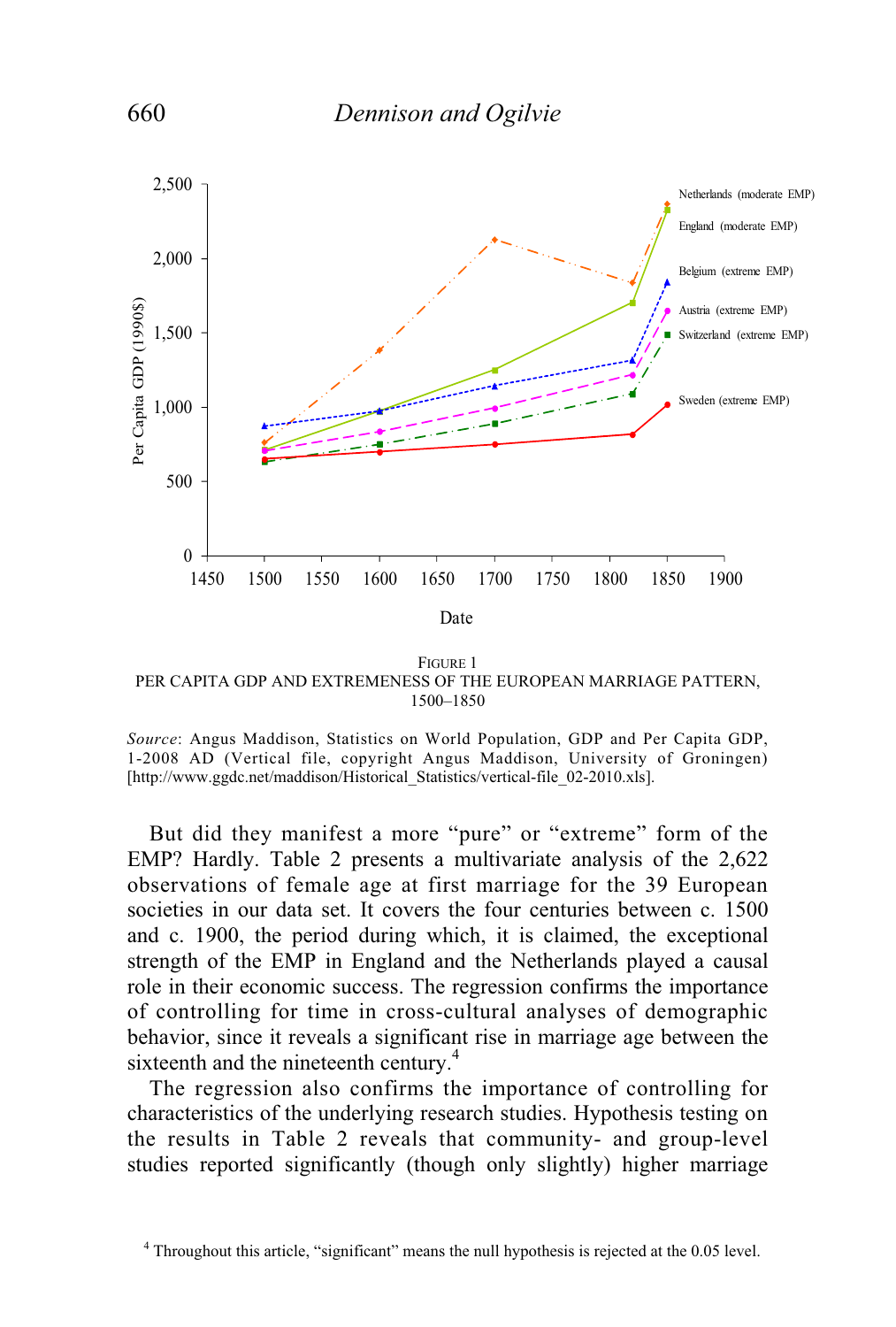FIGURE 1
PER CAPITA GDP AND EXTREMENESS OF THE EUROPEAN MARRIAGE PATTERN, 1500–1850

*Source*: Angus Maddison, Statistics on World Population, GDP and Per Capita GDP, 1-2008 AD (Vertical file, copyright Angus Maddison, University of Groningen) [http://www.ggdc.net/maddison/Historical_Statistics/vertical-file_02-2010.xls].

But did they manifest a more "pure" or "extreme" form of the EMP? Hardly. Table 2 presents a multivariate analysis of the 2,622 observations of female age at first marriage for the 39 European societies in our data set. It covers the four centuries between c. 1500 and c. 1900, the period during which, it is claimed, the exceptional strength of the EMP in England and the Netherlands played a causal role in their economic success. The regression confirms the importance of controlling for time in cross-cultural analyses of demographic behavior, since it reveals a significant rise in marriage age between the sixteenth and the nineteenth century.[4]

The regression also confirms the importance of controlling for characteristics of the underlying research studies. Hypothesis testing on the results in Table 2 reveals that community- and group-level studies reported significantly (though only slightly) higher marriage

[4] Throughout this article, "significant" means the null hypothesis is rejected at the 0.05 level.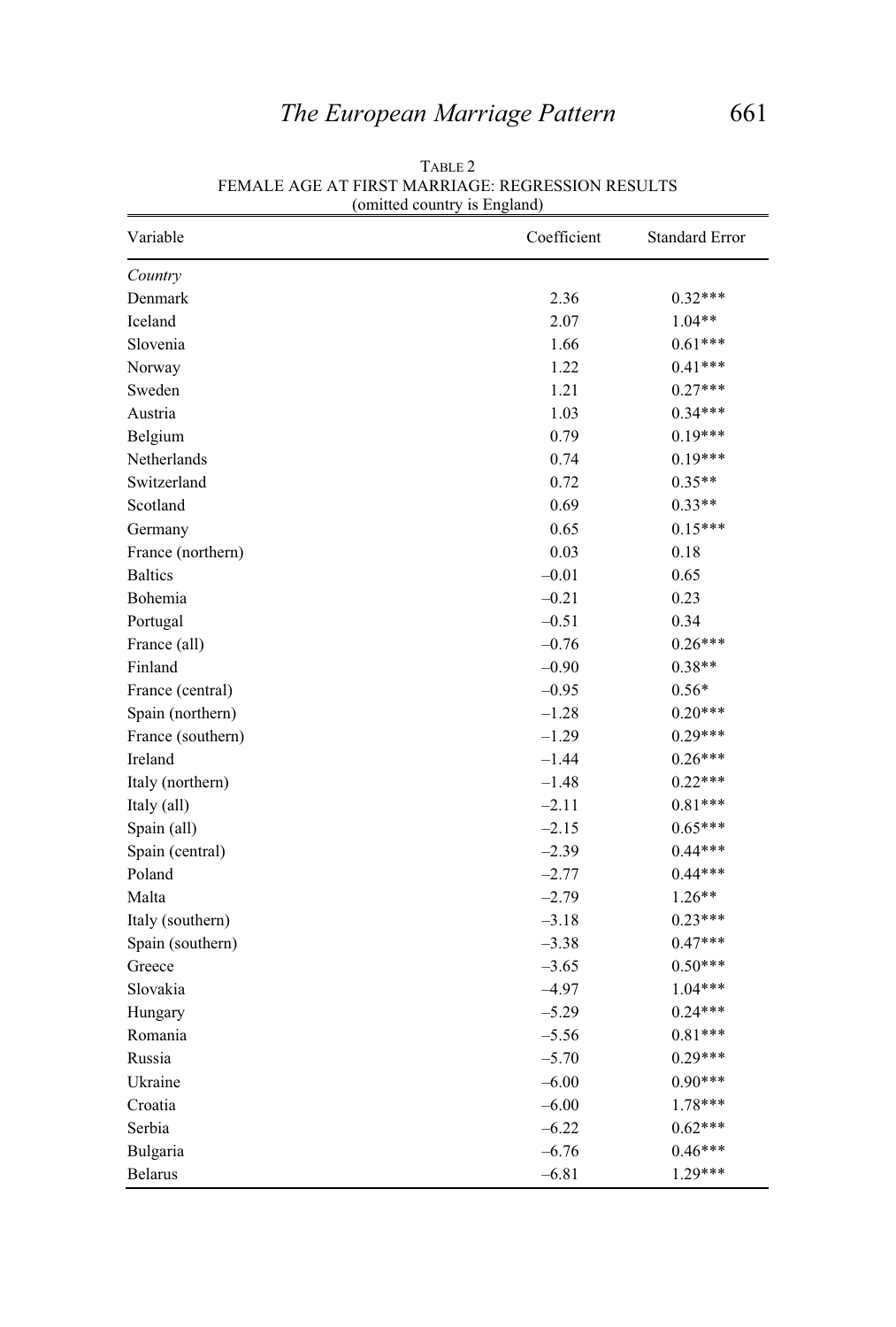TABLE 2
FEMALE AGE AT FIRST MARRIAGE: REGRESSION RESULTS
(omitted country is England)

| Variable | Coefficient | Standard Error |
|---|---|---|
| *Country* | | |
| Denmark | 2.36 | 0.32*** |
| Iceland | 2.07 | 1.04** |
| Slovenia | 1.66 | 0.61*** |
| Norway | 1.22 | 0.41*** |
| Sweden | 1.21 | 0.27*** |
| Austria | 1.03 | 0.34*** |
| Belgium | 0.79 | 0.19*** |
| Netherlands | 0.74 | 0.19*** |
| Switzerland | 0.72 | 0.35** |
| Scotland | 0.69 | 0.33** |
| Germany | 0.65 | 0.15*** |
| France (northern) | 0.03 | 0.18 |
| Baltics | –0.01 | 0.65 |
| Bohemia | –0.21 | 0.23 |
| Portugal | –0.51 | 0.34 |
| France (all) | –0.76 | 0.26*** |
| Finland | –0.90 | 0.38** |
| France (central) | –0.95 | 0.56* |
| Spain (northern) | –1.28 | 0.20*** |
| France (southern) | –1.29 | 0.29*** |
| Ireland | –1.44 | 0.26*** |
| Italy (northern) | –1.48 | 0.22*** |
| Italy (all) | –2.11 | 0.81*** |
| Spain (all) | –2.15 | 0.65*** |
| Spain (central) | –2.39 | 0.44*** |
| Poland | –2.77 | 0.44*** |
| Malta | –2.79 | 1.26** |
| Italy (southern) | –3.18 | 0.23*** |
| Spain (southern) | –3.38 | 0.47*** |
| Greece | –3.65 | 0.50*** |
| Slovakia | –4.97 | 1.04*** |
| Hungary | –5.29 | 0.24*** |
| Romania | –5.56 | 0.81*** |
| Russia | –5.70 | 0.29*** |
| Ukraine | –6.00 | 0.90*** |
| Croatia | –6.00 | 1.78*** |
| Serbia | –6.22 | 0.62*** |
| Bulgaria | –6.76 | 0.46*** |
| Belarus | –6.81 | 1.29*** |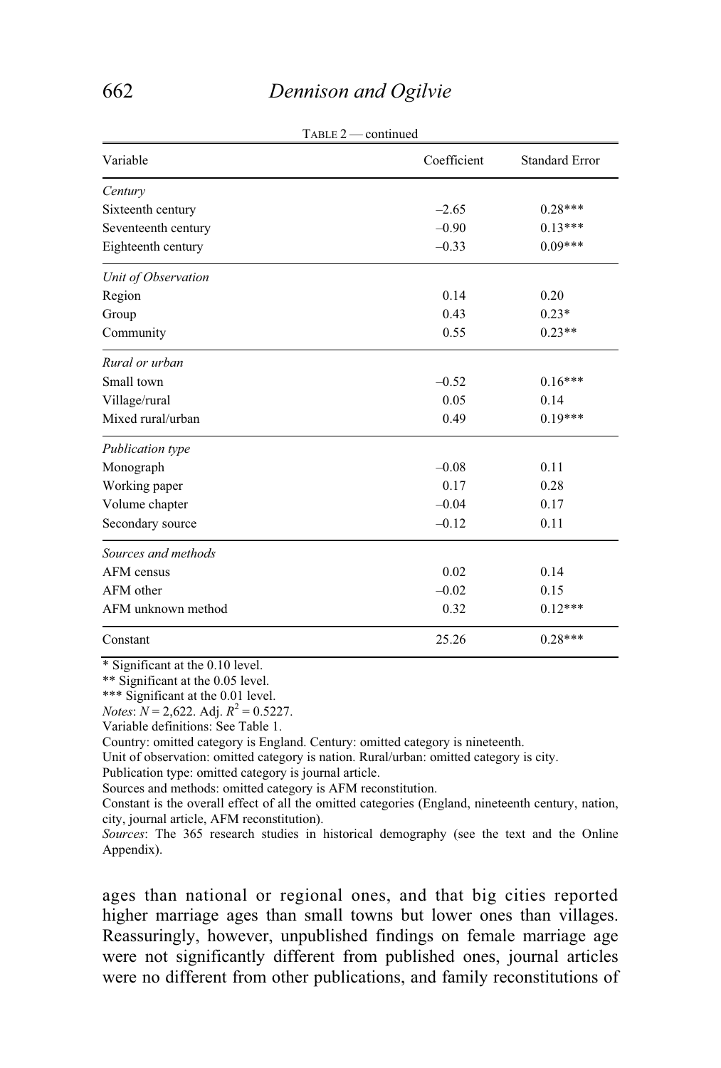TABLE 2 — continued

| Variable | Coefficient | Standard Error |
|---|---|---|
| *Century* | | |
| Sixteenth century | –2.65 | 0.28*** |
| Seventeenth century | –0.90 | 0.13*** |
| Eighteenth century | –0.33 | 0.09*** |
| *Unit of Observation* | | |
| Region | 0.14 | 0.20 |
| Group | 0.43 | 0.23* |
| Community | 0.55 | 0.23** |
| *Rural or urban* | | |
| Small town | –0.52 | 0.16*** |
| Village/rural | 0.05 | 0.14 |
| Mixed rural/urban | 0.49 | 0.19*** |
| *Publication type* | | |
| Monograph | –0.08 | 0.11 |
| Working paper | 0.17 | 0.28 |
| Volume chapter | –0.04 | 0.17 |
| Secondary source | –0.12 | 0.11 |
| *Sources and methods* | | |
| AFM census | 0.02 | 0.14 |
| AFM other | –0.02 | 0.15 |
| AFM unknown method | 0.32 | 0.12*** |
| Constant | 25.26 | 0.28*** |

\* Significant at the 0.10 level.
\*\* Significant at the 0.05 level.
\*\*\* Significant at the 0.01 level.
*Notes*: $N = 2{,}622$. Adj. $R^2 = 0.5227$.
Variable definitions: See Table 1.
Country: omitted category is England. Century: omitted category is nineteenth.
Unit of observation: omitted category is nation. Rural/urban: omitted category is city.
Publication type: omitted category is journal article.
Sources and methods: omitted category is AFM reconstitution.
Constant is the overall effect of all the omitted categories (England, nineteenth century, nation, city, journal article, AFM reconstitution).
*Sources*: The 365 research studies in historical demography (see the text and the Online Appendix).

ages than national or regional ones, and that big cities reported higher marriage ages than small towns but lower ones than villages. Reassuringly, however, unpublished findings on female marriage age were not significantly different from published ones, journal articles were no different from other publications, and family reconstitutions of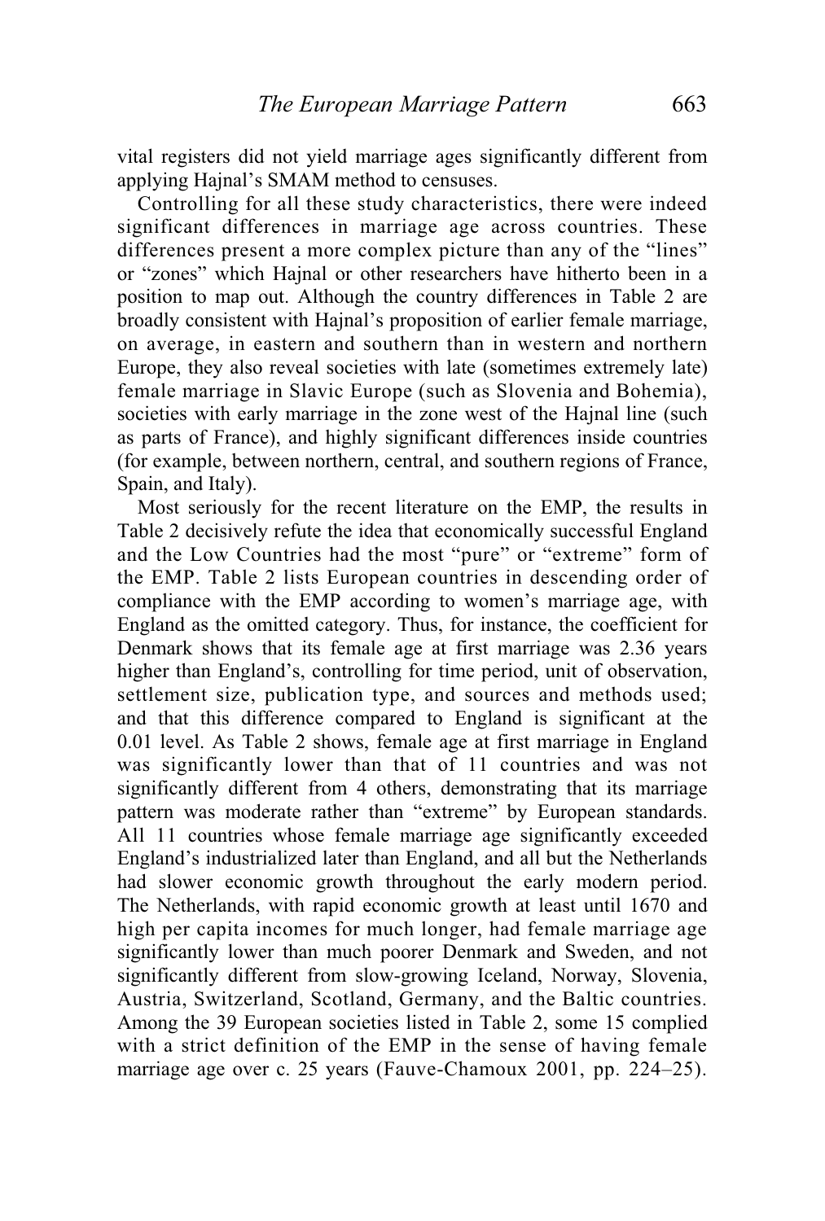vital registers did not yield marriage ages significantly different from applying Hajnal's SMAM method to censuses.

Controlling for all these study characteristics, there were indeed significant differences in marriage age across countries. These differences present a more complex picture than any of the "lines" or "zones" which Hajnal or other researchers have hitherto been in a position to map out. Although the country differences in Table 2 are broadly consistent with Hajnal's proposition of earlier female marriage, on average, in eastern and southern than in western and northern Europe, they also reveal societies with late (sometimes extremely late) female marriage in Slavic Europe (such as Slovenia and Bohemia), societies with early marriage in the zone west of the Hajnal line (such as parts of France), and highly significant differences inside countries (for example, between northern, central, and southern regions of France, Spain, and Italy).

Most seriously for the recent literature on the EMP, the results in Table 2 decisively refute the idea that economically successful England and the Low Countries had the most "pure" or "extreme" form of the EMP. Table 2 lists European countries in descending order of compliance with the EMP according to women's marriage age, with England as the omitted category. Thus, for instance, the coefficient for Denmark shows that its female age at first marriage was 2.36 years higher than England's, controlling for time period, unit of observation, settlement size, publication type, and sources and methods used; and that this difference compared to England is significant at the 0.01 level. As Table 2 shows, female age at first marriage in England was significantly lower than that of 11 countries and was not significantly different from 4 others, demonstrating that its marriage pattern was moderate rather than "extreme" by European standards. All 11 countries whose female marriage age significantly exceeded England's industrialized later than England, and all but the Netherlands had slower economic growth throughout the early modern period. The Netherlands, with rapid economic growth at least until 1670 and high per capita incomes for much longer, had female marriage age significantly lower than much poorer Denmark and Sweden, and not significantly different from slow-growing Iceland, Norway, Slovenia, Austria, Switzerland, Scotland, Germany, and the Baltic countries. Among the 39 European societies listed in Table 2, some 15 complied with a strict definition of the EMP in the sense of having female marriage age over c. 25 years (Fauve-Chamoux 2001, pp. 224–25).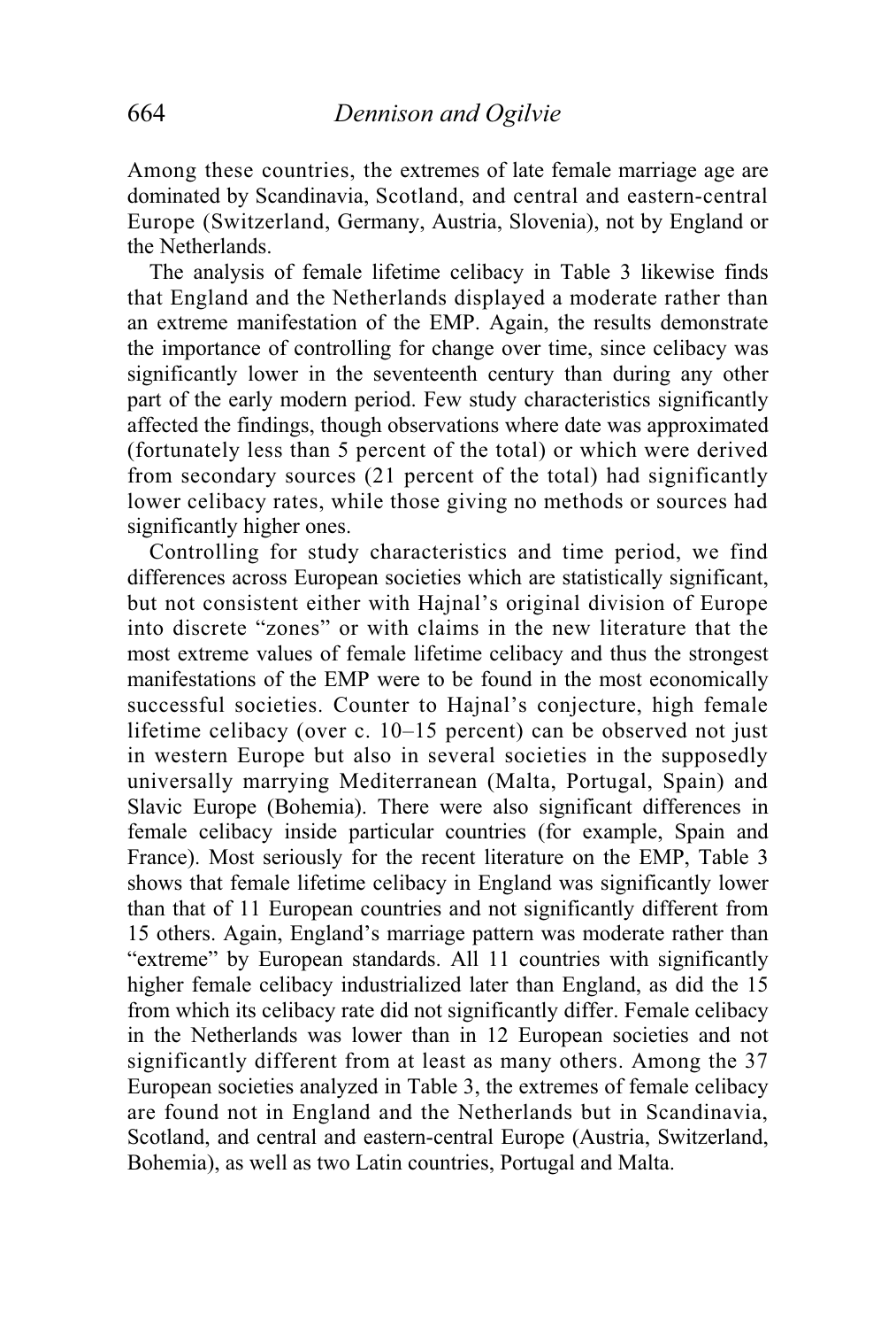Among these countries, the extremes of late female marriage age are dominated by Scandinavia, Scotland, and central and eastern-central Europe (Switzerland, Germany, Austria, Slovenia), not by England or the Netherlands.

The analysis of female lifetime celibacy in Table 3 likewise finds that England and the Netherlands displayed a moderate rather than an extreme manifestation of the EMP. Again, the results demonstrate the importance of controlling for change over time, since celibacy was significantly lower in the seventeenth century than during any other part of the early modern period. Few study characteristics significantly affected the findings, though observations where date was approximated (fortunately less than 5 percent of the total) or which were derived from secondary sources (21 percent of the total) had significantly lower celibacy rates, while those giving no methods or sources had significantly higher ones.

Controlling for study characteristics and time period, we find differences across European societies which are statistically significant, but not consistent either with Hajnal's original division of Europe into discrete "zones" or with claims in the new literature that the most extreme values of female lifetime celibacy and thus the strongest manifestations of the EMP were to be found in the most economically successful societies. Counter to Hajnal's conjecture, high female lifetime celibacy (over c. 10–15 percent) can be observed not just in western Europe but also in several societies in the supposedly universally marrying Mediterranean (Malta, Portugal, Spain) and Slavic Europe (Bohemia). There were also significant differences in female celibacy inside particular countries (for example, Spain and France). Most seriously for the recent literature on the EMP, Table 3 shows that female lifetime celibacy in England was significantly lower than that of 11 European countries and not significantly different from 15 others. Again, England's marriage pattern was moderate rather than "extreme" by European standards. All 11 countries with significantly higher female celibacy industrialized later than England, as did the 15 from which its celibacy rate did not significantly differ. Female celibacy in the Netherlands was lower than in 12 European societies and not significantly different from at least as many others. Among the 37 European societies analyzed in Table 3, the extremes of female celibacy are found not in England and the Netherlands but in Scandinavia, Scotland, and central and eastern-central Europe (Austria, Switzerland, Bohemia), as well as two Latin countries, Portugal and Malta.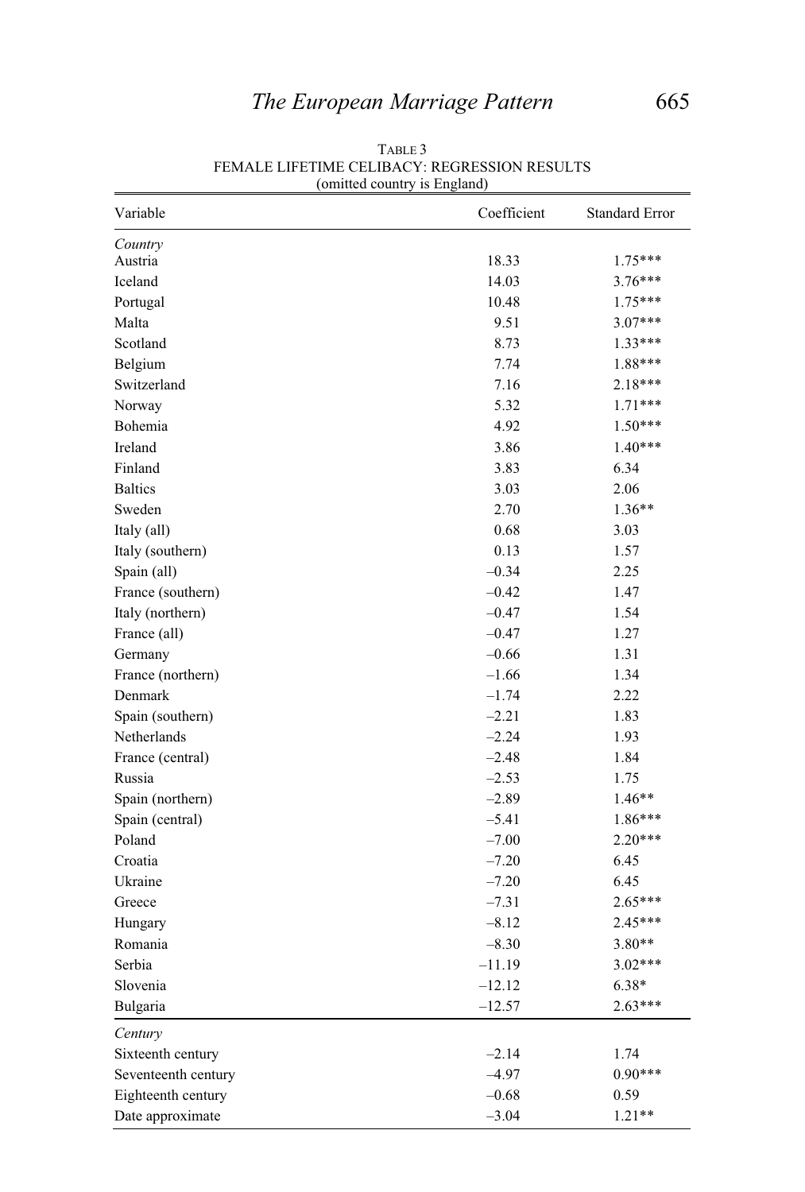TABLE 3
FEMALE LIFETIME CELIBACY: REGRESSION RESULTS
(omitted country is England)

| Variable | Coefficient | Standard Error |
|---|---|---|
| *Country* | | |
| Austria | 18.33 | 1.75*** |
| Iceland | 14.03 | 3.76*** |
| Portugal | 10.48 | 1.75*** |
| Malta | 9.51 | 3.07*** |
| Scotland | 8.73 | 1.33*** |
| Belgium | 7.74 | 1.88*** |
| Switzerland | 7.16 | 2.18*** |
| Norway | 5.32 | 1.71*** |
| Bohemia | 4.92 | 1.50*** |
| Ireland | 3.86 | 1.40*** |
| Finland | 3.83 | 6.34 |
| Baltics | 3.03 | 2.06 |
| Sweden | 2.70 | 1.36** |
| Italy (all) | 0.68 | 3.03 |
| Italy (southern) | 0.13 | 1.57 |
| Spain (all) | –0.34 | 2.25 |
| France (southern) | –0.42 | 1.47 |
| Italy (northern) | –0.47 | 1.54 |
| France (all) | –0.47 | 1.27 |
| Germany | –0.66 | 1.31 |
| France (northern) | –1.66 | 1.34 |
| Denmark | –1.74 | 2.22 |
| Spain (southern) | –2.21 | 1.83 |
| Netherlands | –2.24 | 1.93 |
| France (central) | –2.48 | 1.84 |
| Russia | –2.53 | 1.75 |
| Spain (northern) | –2.89 | 1.46** |
| Spain (central) | –5.41 | 1.86*** |
| Poland | –7.00 | 2.20*** |
| Croatia | –7.20 | 6.45 |
| Ukraine | –7.20 | 6.45 |
| Greece | –7.31 | 2.65*** |
| Hungary | –8.12 | 2.45*** |
| Romania | –8.30 | 3.80** |
| Serbia | –11.19 | 3.02*** |
| Slovenia | –12.12 | 6.38* |
| Bulgaria | –12.57 | 2.63*** |
| *Century* | | |
| Sixteenth century | –2.14 | 1.74 |
| Seventeenth century | –4.97 | 0.90*** |
| Eighteenth century | –0.68 | 0.59 |
| Date approximate | –3.04 | 1.21** |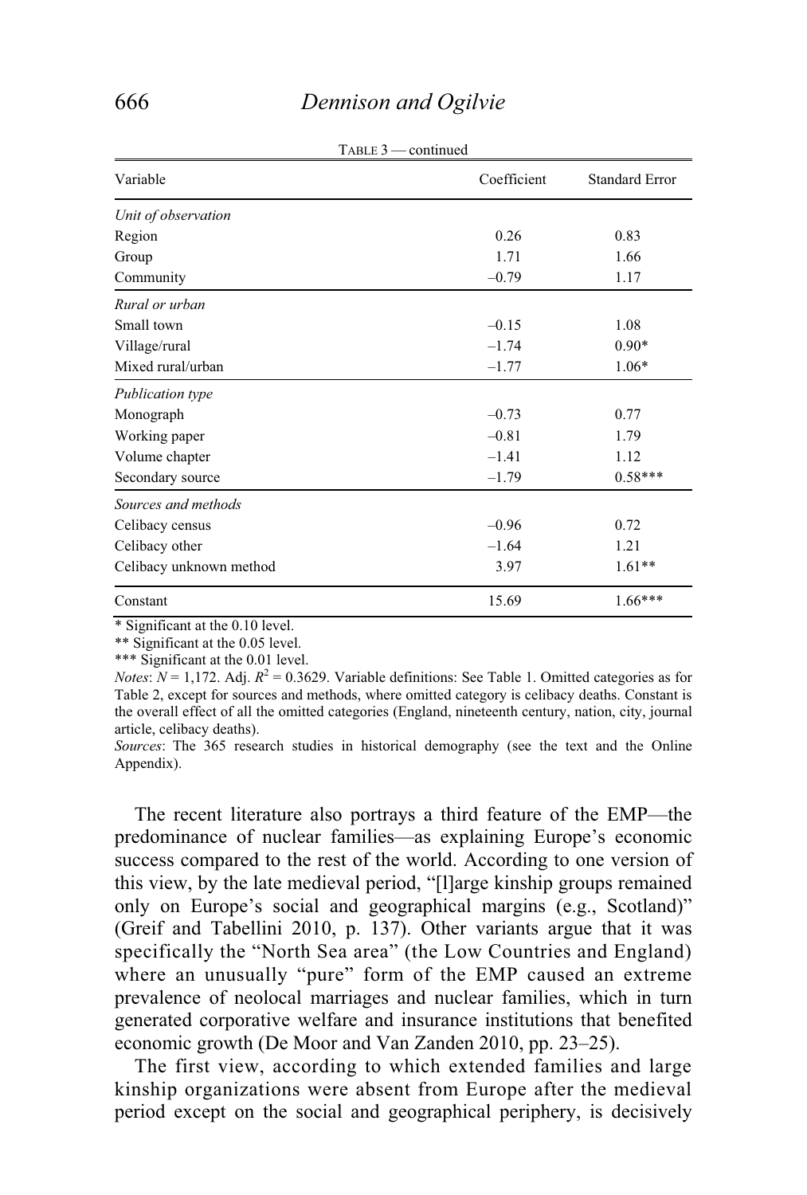TABLE 3 — continued

| Variable | Coefficient | Standard Error |
|---|---|---|
| *Unit of observation* | | |
| Region | 0.26 | 0.83 |
| Group | 1.71 | 1.66 |
| Community | –0.79 | 1.17 |
| *Rural or urban* | | |
| Small town | –0.15 | 1.08 |
| Village/rural | –1.74 | 0.90* |
| Mixed rural/urban | –1.77 | 1.06* |
| *Publication type* | | |
| Monograph | –0.73 | 0.77 |
| Working paper | –0.81 | 1.79 |
| Volume chapter | –1.41 | 1.12 |
| Secondary source | –1.79 | 0.58*** |
| *Sources and methods* | | |
| Celibacy census | –0.96 | 0.72 |
| Celibacy other | –1.64 | 1.21 |
| Celibacy unknown method | 3.97 | 1.61** |
| Constant | 15.69 | 1.66*** |

\* Significant at the 0.10 level.
** Significant at the 0.05 level.
*** Significant at the 0.01 level.
*Notes*: $N$ = 1,172. Adj. $R^2$ = 0.3629. Variable definitions: See Table 1. Omitted categories as for Table 2, except for sources and methods, where omitted category is celibacy deaths. Constant is the overall effect of all the omitted categories (England, nineteenth century, nation, city, journal article, celibacy deaths).
*Sources*: The 365 research studies in historical demography (see the text and the Online Appendix).

The recent literature also portrays a third feature of the EMP—the predominance of nuclear families—as explaining Europe's economic success compared to the rest of the world. According to one version of this view, by the late medieval period, "[l]arge kinship groups remained only on Europe's social and geographical margins (e.g., Scotland)" (Greif and Tabellini 2010, p. 137). Other variants argue that it was specifically the "North Sea area" (the Low Countries and England) where an unusually "pure" form of the EMP caused an extreme prevalence of neolocal marriages and nuclear families, which in turn generated corporative welfare and insurance institutions that benefited economic growth (De Moor and Van Zanden 2010, pp. 23–25).

The first view, according to which extended families and large kinship organizations were absent from Europe after the medieval period except on the social and geographical periphery, is decisively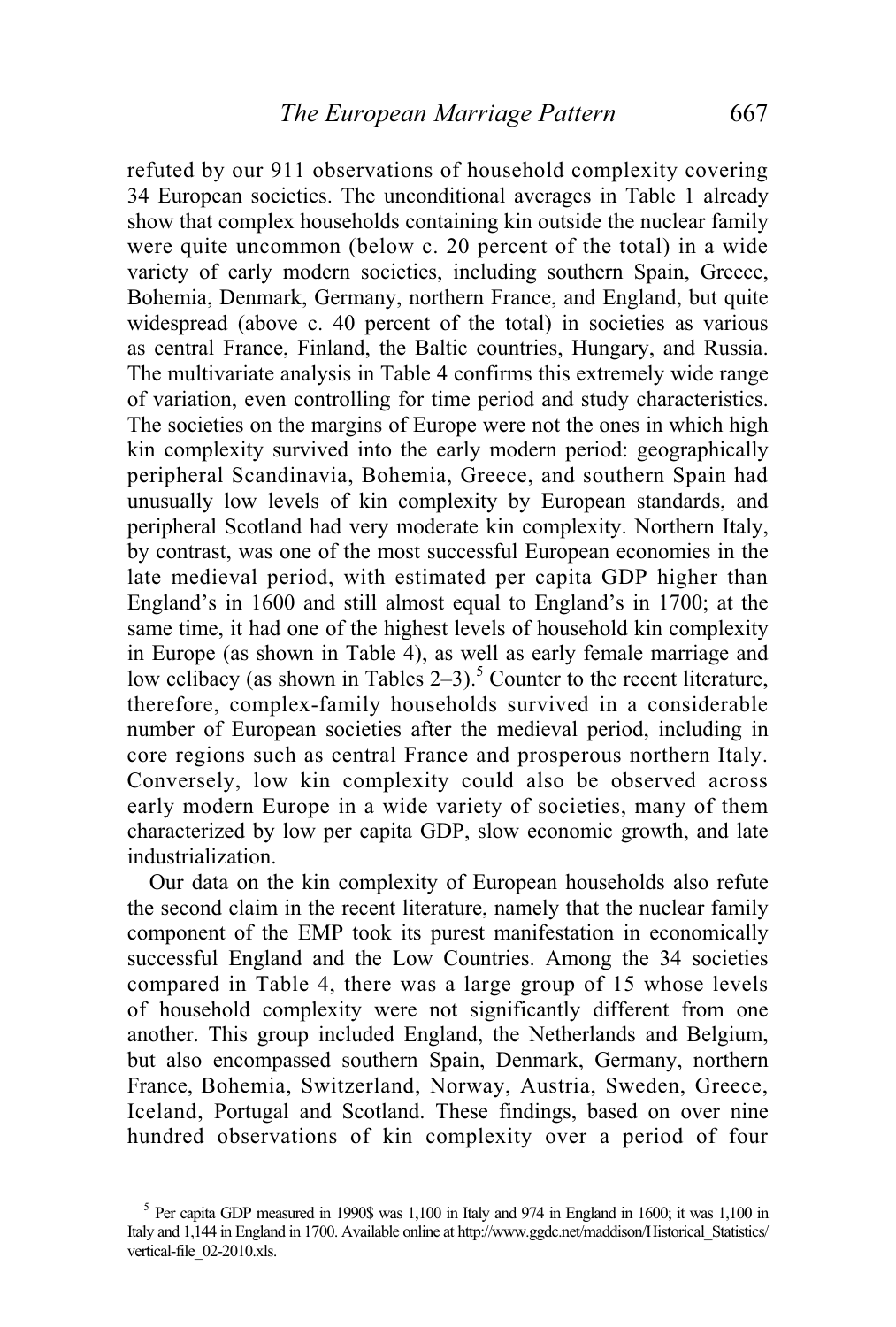refuted by our 911 observations of household complexity covering 34 European societies. The unconditional averages in Table 1 already show that complex households containing kin outside the nuclear family were quite uncommon (below c. 20 percent of the total) in a wide variety of early modern societies, including southern Spain, Greece, Bohemia, Denmark, Germany, northern France, and England, but quite widespread (above c. 40 percent of the total) in societies as various as central France, Finland, the Baltic countries, Hungary, and Russia. The multivariate analysis in Table 4 confirms this extremely wide range of variation, even controlling for time period and study characteristics. The societies on the margins of Europe were not the ones in which high kin complexity survived into the early modern period: geographically peripheral Scandinavia, Bohemia, Greece, and southern Spain had unusually low levels of kin complexity by European standards, and peripheral Scotland had very moderate kin complexity. Northern Italy, by contrast, was one of the most successful European economies in the late medieval period, with estimated per capita GDP higher than England's in 1600 and still almost equal to England's in 1700; at the same time, it had one of the highest levels of household kin complexity in Europe (as shown in Table 4), as well as early female marriage and low celibacy (as shown in Tables 2–3).[5] Counter to the recent literature, therefore, complex-family households survived in a considerable number of European societies after the medieval period, including in core regions such as central France and prosperous northern Italy. Conversely, low kin complexity could also be observed across early modern Europe in a wide variety of societies, many of them characterized by low per capita GDP, slow economic growth, and late industrialization.

Our data on the kin complexity of European households also refute the second claim in the recent literature, namely that the nuclear family component of the EMP took its purest manifestation in economically successful England and the Low Countries. Among the 34 societies compared in Table 4, there was a large group of 15 whose levels of household complexity were not significantly different from one another. This group included England, the Netherlands and Belgium, but also encompassed southern Spain, Denmark, Germany, northern France, Bohemia, Switzerland, Norway, Austria, Sweden, Greece, Iceland, Portugal and Scotland. These findings, based on over nine hundred observations of kin complexity over a period of four

[5] Per capita GDP measured in 1990$ was 1,100 in Italy and 974 in England in 1600; it was 1,100 in Italy and 1,144 in England in 1700. Available online at http://www.ggdc.net/maddison/Historical_Statistics/vertical-file_02-2010.xls.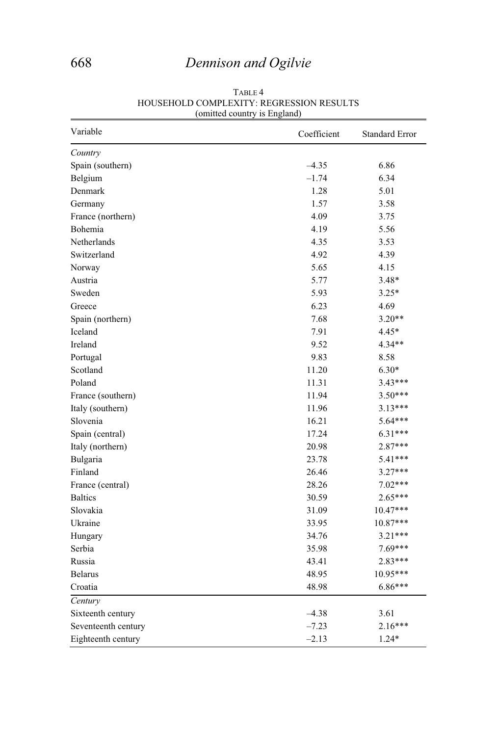TABLE 4
HOUSEHOLD COMPLEXITY: REGRESSION RESULTS
(omitted country is England)

| Variable | Coefficient | Standard Error |
|---|---|---|
| *Country* | | |
| Spain (southern) | –4.35 | 6.86 |
| Belgium | –1.74 | 6.34 |
| Denmark | 1.28 | 5.01 |
| Germany | 1.57 | 3.58 |
| France (northern) | 4.09 | 3.75 |
| Bohemia | 4.19 | 5.56 |
| Netherlands | 4.35 | 3.53 |
| Switzerland | 4.92 | 4.39 |
| Norway | 5.65 | 4.15 |
| Austria | 5.77 | 3.48* |
| Sweden | 5.93 | 3.25* |
| Greece | 6.23 | 4.69 |
| Spain (northern) | 7.68 | 3.20** |
| Iceland | 7.91 | 4.45* |
| Ireland | 9.52 | 4.34** |
| Portugal | 9.83 | 8.58 |
| Scotland | 11.20 | 6.30* |
| Poland | 11.31 | 3.43*** |
| France (southern) | 11.94 | 3.50*** |
| Italy (southern) | 11.96 | 3.13*** |
| Slovenia | 16.21 | 5.64*** |
| Spain (central) | 17.24 | 6.31*** |
| Italy (northern) | 20.98 | 2.87*** |
| Bulgaria | 23.78 | 5.41*** |
| Finland | 26.46 | 3.27*** |
| France (central) | 28.26 | 7.02*** |
| Baltics | 30.59 | 2.65*** |
| Slovakia | 31.09 | 10.47*** |
| Ukraine | 33.95 | 10.87*** |
| Hungary | 34.76 | 3.21*** |
| Serbia | 35.98 | 7.69*** |
| Russia | 43.41 | 2.83*** |
| Belarus | 48.95 | 10.95*** |
| Croatia | 48.98 | 6.86*** |
| *Century* | | |
| Sixteenth century | –4.38 | 3.61 |
| Seventeenth century | –7.23 | 2.16*** |
| Eighteenth century | –2.13 | 1.24* |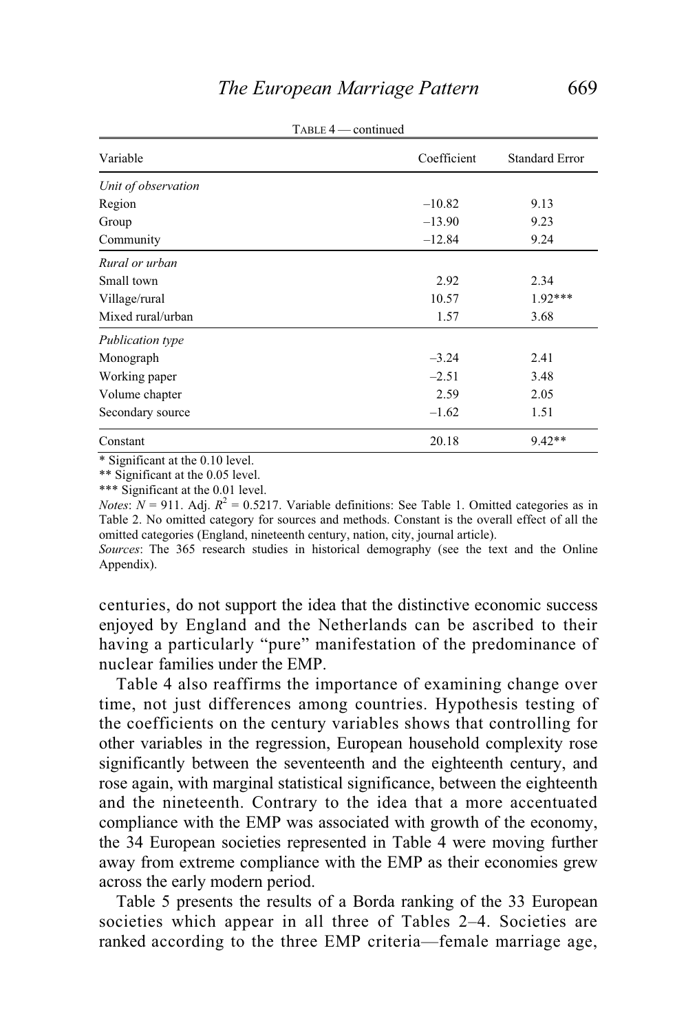TABLE 4 — continued

| Variable | Coefficient | Standard Error |
|---|---|---|
| *Unit of observation* | | |
| Region | –10.82 | 9.13 |
| Group | –13.90 | 9.23 |
| Community | –12.84 | 9.24 |
| *Rural or urban* | | |
| Small town | 2.92 | 2.34 |
| Village/rural | 10.57 | 1.92*** |
| Mixed rural/urban | 1.57 | 3.68 |
| *Publication type* | | |
| Monograph | –3.24 | 2.41 |
| Working paper | –2.51 | 3.48 |
| Volume chapter | 2.59 | 2.05 |
| Secondary source | –1.62 | 1.51 |
| Constant | 20.18 | 9.42** |

\* Significant at the 0.10 level.
\*\* Significant at the 0.05 level.
\*\*\* Significant at the 0.01 level.
*Notes*: $N$ = 911. Adj. $R^2$ = 0.5217. Variable definitions: See Table 1. Omitted categories as in Table 2. No omitted category for sources and methods. Constant is the overall effect of all the omitted categories (England, nineteenth century, nation, city, journal article).
*Sources*: The 365 research studies in historical demography (see the text and the Online Appendix).

centuries, do not support the idea that the distinctive economic success enjoyed by England and the Netherlands can be ascribed to their having a particularly "pure" manifestation of the predominance of nuclear families under the EMP.

Table 4 also reaffirms the importance of examining change over time, not just differences among countries. Hypothesis testing of the coefficients on the century variables shows that controlling for other variables in the regression, European household complexity rose significantly between the seventeenth and the eighteenth century, and rose again, with marginal statistical significance, between the eighteenth and the nineteenth. Contrary to the idea that a more accentuated compliance with the EMP was associated with growth of the economy, the 34 European societies represented in Table 4 were moving further away from extreme compliance with the EMP as their economies grew across the early modern period.

Table 5 presents the results of a Borda ranking of the 33 European societies which appear in all three of Tables 2–4. Societies are ranked according to the three EMP criteria—female marriage age,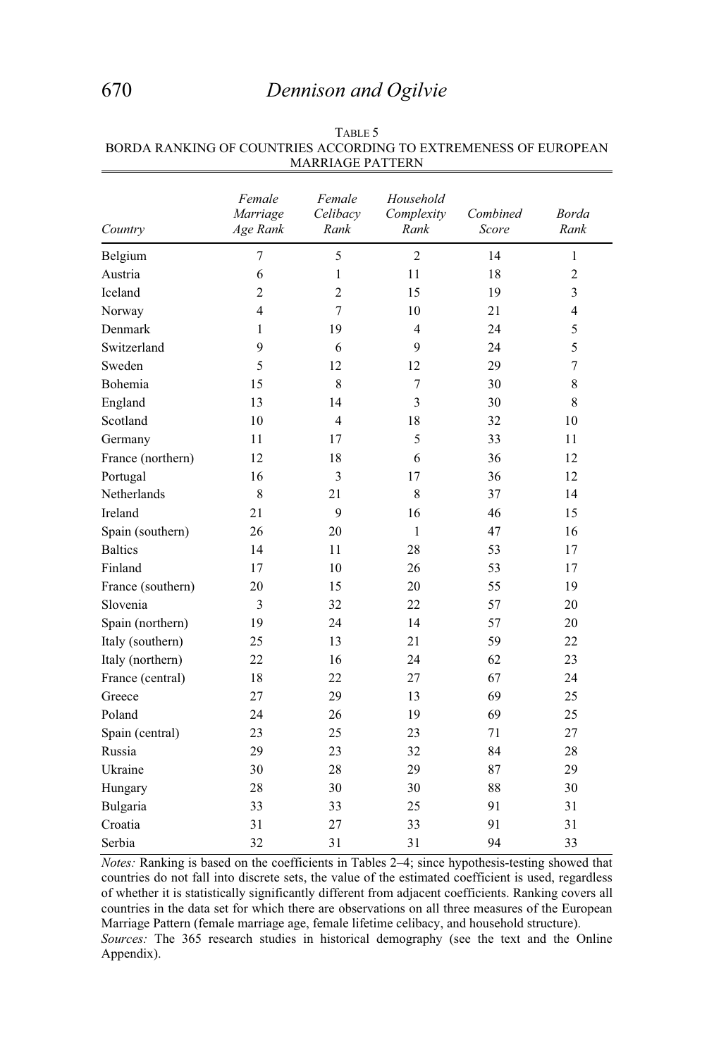TABLE 5
BORDA RANKING OF COUNTRIES ACCORDING TO EXTREMENESS OF EUROPEAN MARRIAGE PATTERN

| *Country* | *Female Marriage Age Rank* | *Female Celibacy Rank* | *Household Complexity Rank* | *Combined Score* | *Borda Rank* |
|---|---|---|---|---|---|
| Belgium | 7 | 5 | 2 | 14 | 1 |
| Austria | 6 | 1 | 11 | 18 | 2 |
| Iceland | 2 | 2 | 15 | 19 | 3 |
| Norway | 4 | 7 | 10 | 21 | 4 |
| Denmark | 1 | 19 | 4 | 24 | 5 |
| Switzerland | 9 | 6 | 9 | 24 | 5 |
| Sweden | 5 | 12 | 12 | 29 | 7 |
| Bohemia | 15 | 8 | 7 | 30 | 8 |
| England | 13 | 14 | 3 | 30 | 8 |
| Scotland | 10 | 4 | 18 | 32 | 10 |
| Germany | 11 | 17 | 5 | 33 | 11 |
| France (northern) | 12 | 18 | 6 | 36 | 12 |
| Portugal | 16 | 3 | 17 | 36 | 12 |
| Netherlands | 8 | 21 | 8 | 37 | 14 |
| Ireland | 21 | 9 | 16 | 46 | 15 |
| Spain (southern) | 26 | 20 | 1 | 47 | 16 |
| Baltics | 14 | 11 | 28 | 53 | 17 |
| Finland | 17 | 10 | 26 | 53 | 17 |
| France (southern) | 20 | 15 | 20 | 55 | 19 |
| Slovenia | 3 | 32 | 22 | 57 | 20 |
| Spain (northern) | 19 | 24 | 14 | 57 | 20 |
| Italy (southern) | 25 | 13 | 21 | 59 | 22 |
| Italy (northern) | 22 | 16 | 24 | 62 | 23 |
| France (central) | 18 | 22 | 27 | 67 | 24 |
| Greece | 27 | 29 | 13 | 69 | 25 |
| Poland | 24 | 26 | 19 | 69 | 25 |
| Spain (central) | 23 | 25 | 23 | 71 | 27 |
| Russia | 29 | 23 | 32 | 84 | 28 |
| Ukraine | 30 | 28 | 29 | 87 | 29 |
| Hungary | 28 | 30 | 30 | 88 | 30 |
| Bulgaria | 33 | 33 | 25 | 91 | 31 |
| Croatia | 31 | 27 | 33 | 91 | 31 |
| Serbia | 32 | 31 | 31 | 94 | 33 |

*Notes:* Ranking is based on the coefficients in Tables 2–4; since hypothesis-testing showed that countries do not fall into discrete sets, the value of the estimated coefficient is used, regardless of whether it is statistically significantly different from adjacent coefficients. Ranking covers all countries in the data set for which there are observations on all three measures of the European Marriage Pattern (female marriage age, female lifetime celibacy, and household structure).

*Sources:* The 365 research studies in historical demography (see the text and the Online Appendix).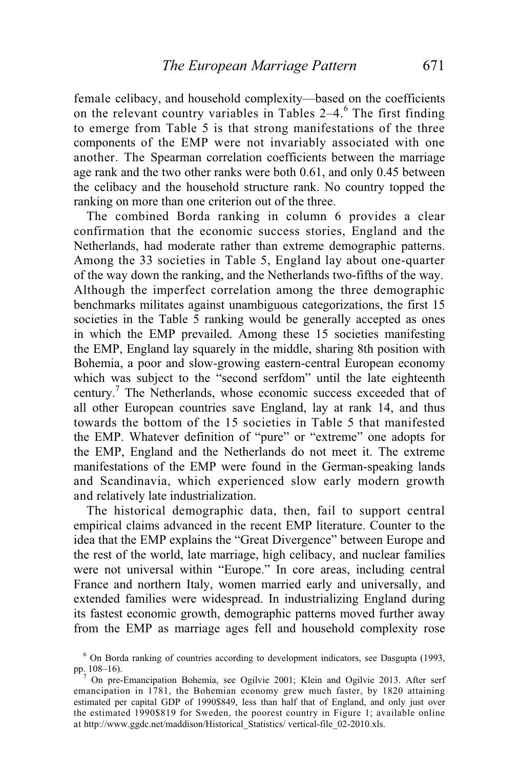female celibacy, and household complexity—based on the coefficients on the relevant country variables in Tables 2–4.[6] The first finding to emerge from Table 5 is that strong manifestations of the three components of the EMP were not invariably associated with one another. The Spearman correlation coefficients between the marriage age rank and the two other ranks were both 0.61, and only 0.45 between the celibacy and the household structure rank. No country topped the ranking on more than one criterion out of the three.

The combined Borda ranking in column 6 provides a clear confirmation that the economic success stories, England and the Netherlands, had moderate rather than extreme demographic patterns. Among the 33 societies in Table 5, England lay about one-quarter of the way down the ranking, and the Netherlands two-fifths of the way. Although the imperfect correlation among the three demographic benchmarks militates against unambiguous categorizations, the first 15 societies in the Table 5 ranking would be generally accepted as ones in which the EMP prevailed. Among these 15 societies manifesting the EMP, England lay squarely in the middle, sharing 8th position with Bohemia, a poor and slow-growing eastern-central European economy which was subject to the "second serfdom" until the late eighteenth century.[7] The Netherlands, whose economic success exceeded that of all other European countries save England, lay at rank 14, and thus towards the bottom of the 15 societies in Table 5 that manifested the EMP. Whatever definition of "pure" or "extreme" one adopts for the EMP, England and the Netherlands do not meet it. The extreme manifestations of the EMP were found in the German-speaking lands and Scandinavia, which experienced slow early modern growth and relatively late industrialization.

The historical demographic data, then, fail to support central empirical claims advanced in the recent EMP literature. Counter to the idea that the EMP explains the "Great Divergence" between Europe and the rest of the world, late marriage, high celibacy, and nuclear families were not universal within "Europe." In core areas, including central France and northern Italy, women married early and universally, and extended families were widespread. In industrializing England during its fastest economic growth, demographic patterns moved further away from the EMP as marriage ages fell and household complexity rose

[6] On Borda ranking of countries according to development indicators, see Dasgupta (1993, pp. 108–16).

[7] On pre-Emancipation Bohemia, see Ogilvie 2001; Klein and Ogilvie 2013. After serf emancipation in 1781, the Bohemian economy grew much faster, by 1820 attaining estimated per capital GDP of 1990$849, less than half that of England, and only just over the estimated 1990$819 for Sweden, the poorest country in Figure 1; available online at http://www.ggdc.net/maddison/Historical_Statistics/ vertical-file_02-2010.xls.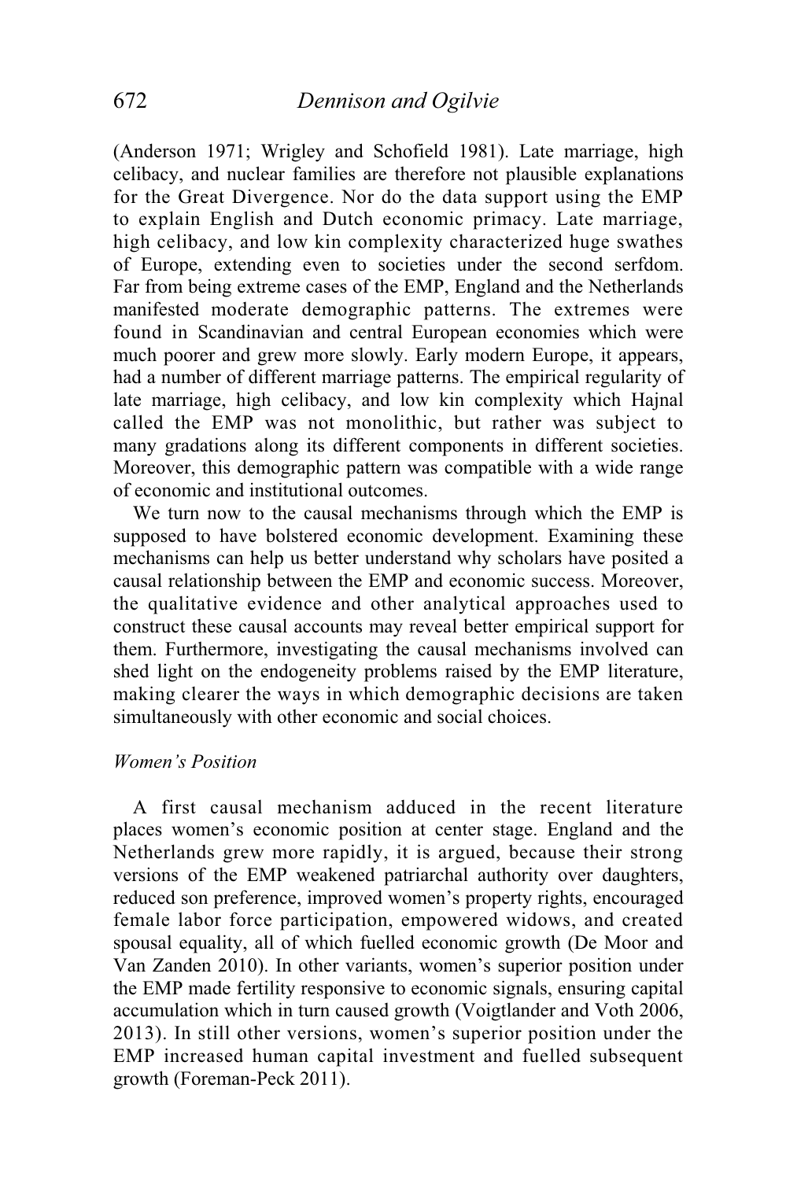(Anderson 1971; Wrigley and Schofield 1981). Late marriage, high celibacy, and nuclear families are therefore not plausible explanations for the Great Divergence. Nor do the data support using the EMP to explain English and Dutch economic primacy. Late marriage, high celibacy, and low kin complexity characterized huge swathes of Europe, extending even to societies under the second serfdom. Far from being extreme cases of the EMP, England and the Netherlands manifested moderate demographic patterns. The extremes were found in Scandinavian and central European economies which were much poorer and grew more slowly. Early modern Europe, it appears, had a number of different marriage patterns. The empirical regularity of late marriage, high celibacy, and low kin complexity which Hajnal called the EMP was not monolithic, but rather was subject to many gradations along its different components in different societies. Moreover, this demographic pattern was compatible with a wide range of economic and institutional outcomes.

We turn now to the causal mechanisms through which the EMP is supposed to have bolstered economic development. Examining these mechanisms can help us better understand why scholars have posited a causal relationship between the EMP and economic success. Moreover, the qualitative evidence and other analytical approaches used to construct these causal accounts may reveal better empirical support for them. Furthermore, investigating the causal mechanisms involved can shed light on the endogeneity problems raised by the EMP literature, making clearer the ways in which demographic decisions are taken simultaneously with other economic and social choices.

*Women's Position*

A first causal mechanism adduced in the recent literature places women's economic position at center stage. England and the Netherlands grew more rapidly, it is argued, because their strong versions of the EMP weakened patriarchal authority over daughters, reduced son preference, improved women's property rights, encouraged female labor force participation, empowered widows, and created spousal equality, all of which fuelled economic growth (De Moor and Van Zanden 2010). In other variants, women's superior position under the EMP made fertility responsive to economic signals, ensuring capital accumulation which in turn caused growth (Voigtlander and Voth 2006, 2013). In still other versions, women's superior position under the EMP increased human capital investment and fuelled subsequent growth (Foreman-Peck 2011).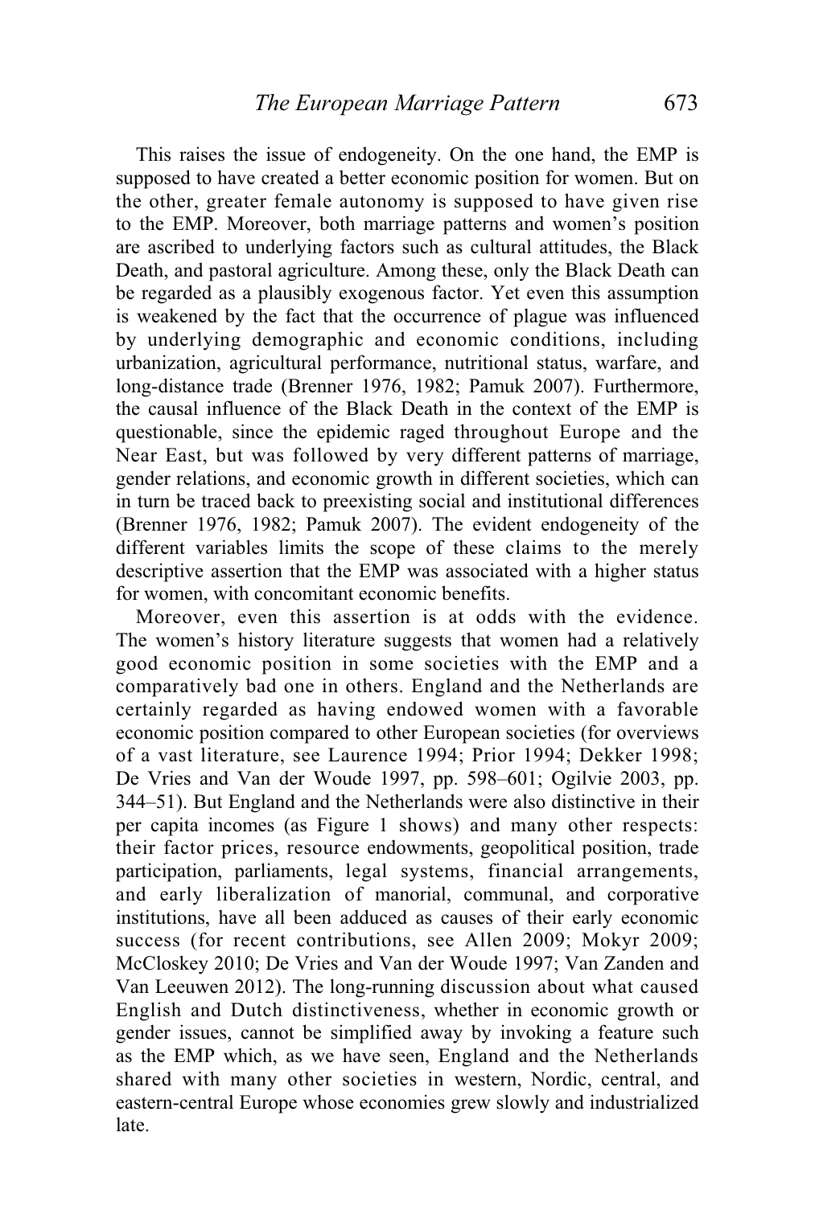This raises the issue of endogeneity. On the one hand, the EMP is supposed to have created a better economic position for women. But on the other, greater female autonomy is supposed to have given rise to the EMP. Moreover, both marriage patterns and women's position are ascribed to underlying factors such as cultural attitudes, the Black Death, and pastoral agriculture. Among these, only the Black Death can be regarded as a plausibly exogenous factor. Yet even this assumption is weakened by the fact that the occurrence of plague was influenced by underlying demographic and economic conditions, including urbanization, agricultural performance, nutritional status, warfare, and long-distance trade (Brenner 1976, 1982; Pamuk 2007). Furthermore, the causal influence of the Black Death in the context of the EMP is questionable, since the epidemic raged throughout Europe and the Near East, but was followed by very different patterns of marriage, gender relations, and economic growth in different societies, which can in turn be traced back to preexisting social and institutional differences (Brenner 1976, 1982; Pamuk 2007). The evident endogeneity of the different variables limits the scope of these claims to the merely descriptive assertion that the EMP was associated with a higher status for women, with concomitant economic benefits.

Moreover, even this assertion is at odds with the evidence. The women's history literature suggests that women had a relatively good economic position in some societies with the EMP and a comparatively bad one in others. England and the Netherlands are certainly regarded as having endowed women with a favorable economic position compared to other European societies (for overviews of a vast literature, see Laurence 1994; Prior 1994; Dekker 1998; De Vries and Van der Woude 1997, pp. 598–601; Ogilvie 2003, pp. 344–51). But England and the Netherlands were also distinctive in their per capita incomes (as Figure 1 shows) and many other respects: their factor prices, resource endowments, geopolitical position, trade participation, parliaments, legal systems, financial arrangements, and early liberalization of manorial, communal, and corporative institutions, have all been adduced as causes of their early economic success (for recent contributions, see Allen 2009; Mokyr 2009; McCloskey 2010; De Vries and Van der Woude 1997; Van Zanden and Van Leeuwen 2012). The long-running discussion about what caused English and Dutch distinctiveness, whether in economic growth or gender issues, cannot be simplified away by invoking a feature such as the EMP which, as we have seen, England and the Netherlands shared with many other societies in western, Nordic, central, and eastern-central Europe whose economies grew slowly and industrialized late.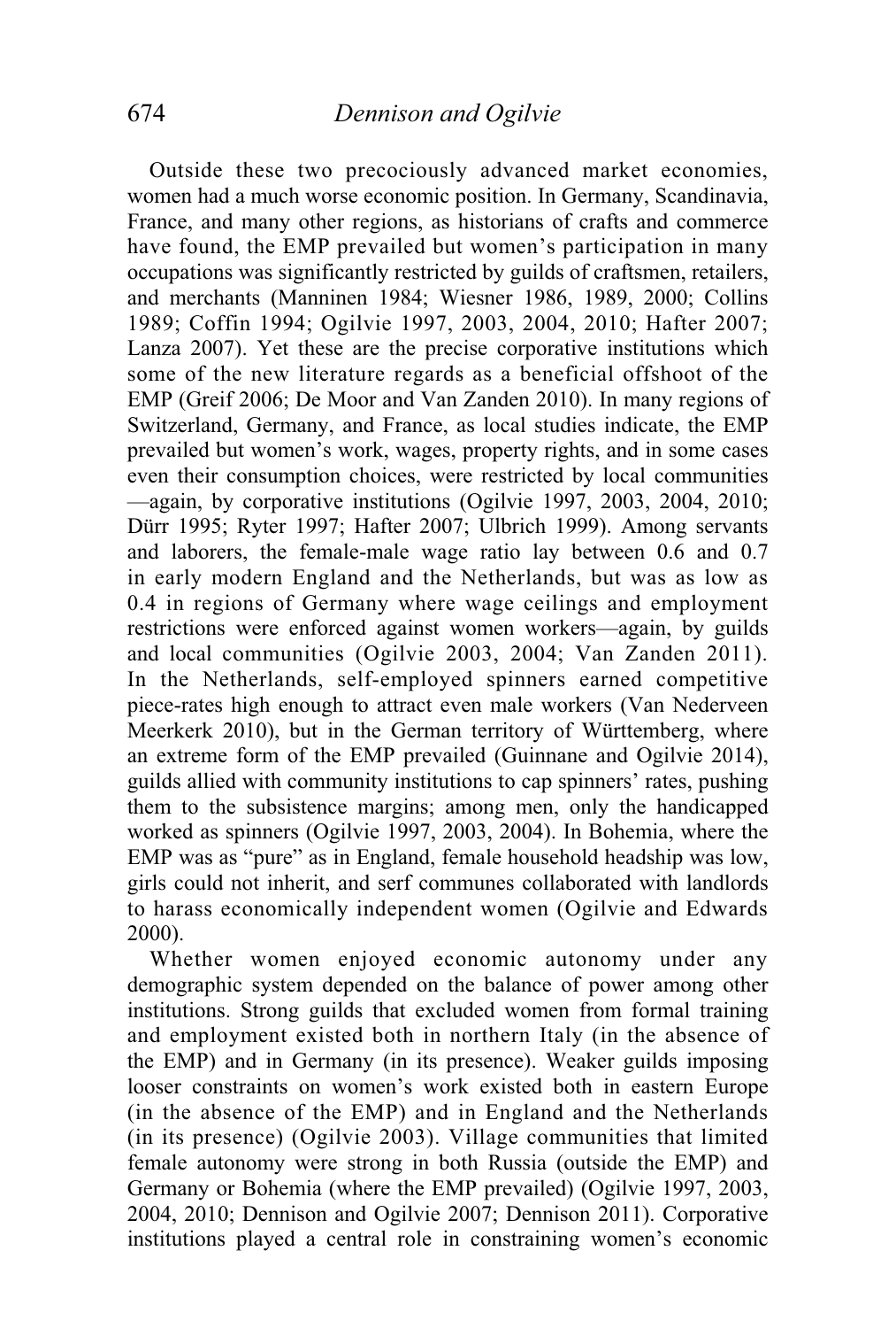Outside these two precociously advanced market economies, women had a much worse economic position. In Germany, Scandinavia, France, and many other regions, as historians of crafts and commerce have found, the EMP prevailed but women's participation in many occupations was significantly restricted by guilds of craftsmen, retailers, and merchants (Manninen 1984; Wiesner 1986, 1989, 2000; Collins 1989; Coffin 1994; Ogilvie 1997, 2003, 2004, 2010; Hafter 2007; Lanza 2007). Yet these are the precise corporative institutions which some of the new literature regards as a beneficial offshoot of the EMP (Greif 2006; De Moor and Van Zanden 2010). In many regions of Switzerland, Germany, and France, as local studies indicate, the EMP prevailed but women's work, wages, property rights, and in some cases even their consumption choices, were restricted by local communities —again, by corporative institutions (Ogilvie 1997, 2003, 2004, 2010; Dürr 1995; Ryter 1997; Hafter 2007; Ulbrich 1999). Among servants and laborers, the female-male wage ratio lay between 0.6 and 0.7 in early modern England and the Netherlands, but was as low as 0.4 in regions of Germany where wage ceilings and employment restrictions were enforced against women workers—again, by guilds and local communities (Ogilvie 2003, 2004; Van Zanden 2011). In the Netherlands, self-employed spinners earned competitive piece-rates high enough to attract even male workers (Van Nederveen Meerkerk 2010), but in the German territory of Württemberg, where an extreme form of the EMP prevailed (Guinnane and Ogilvie 2014), guilds allied with community institutions to cap spinners' rates, pushing them to the subsistence margins; among men, only the handicapped worked as spinners (Ogilvie 1997, 2003, 2004). In Bohemia, where the EMP was as "pure" as in England, female household headship was low, girls could not inherit, and serf communes collaborated with landlords to harass economically independent women (Ogilvie and Edwards 2000).

Whether women enjoyed economic autonomy under any demographic system depended on the balance of power among other institutions. Strong guilds that excluded women from formal training and employment existed both in northern Italy (in the absence of the EMP) and in Germany (in its presence). Weaker guilds imposing looser constraints on women's work existed both in eastern Europe (in the absence of the EMP) and in England and the Netherlands (in its presence) (Ogilvie 2003). Village communities that limited female autonomy were strong in both Russia (outside the EMP) and Germany or Bohemia (where the EMP prevailed) (Ogilvie 1997, 2003, 2004, 2010; Dennison and Ogilvie 2007; Dennison 2011). Corporative institutions played a central role in constraining women's economic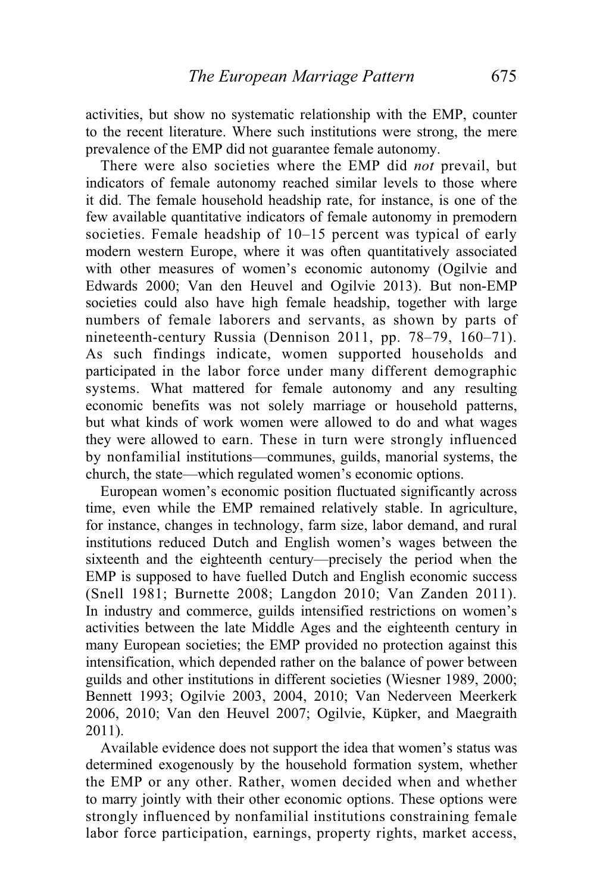activities, but show no systematic relationship with the EMP, counter to the recent literature. Where such institutions were strong, the mere prevalence of the EMP did not guarantee female autonomy.

There were also societies where the EMP did *not* prevail, but indicators of female autonomy reached similar levels to those where it did. The female household headship rate, for instance, is one of the few available quantitative indicators of female autonomy in premodern societies. Female headship of 10–15 percent was typical of early modern western Europe, where it was often quantitatively associated with other measures of women's economic autonomy (Ogilvie and Edwards 2000; Van den Heuvel and Ogilvie 2013). But non-EMP societies could also have high female headship, together with large numbers of female laborers and servants, as shown by parts of nineteenth-century Russia (Dennison 2011, pp. 78–79, 160–71). As such findings indicate, women supported households and participated in the labor force under many different demographic systems. What mattered for female autonomy and any resulting economic benefits was not solely marriage or household patterns, but what kinds of work women were allowed to do and what wages they were allowed to earn. These in turn were strongly influenced by nonfamilial institutions—communes, guilds, manorial systems, the church, the state—which regulated women's economic options.

European women's economic position fluctuated significantly across time, even while the EMP remained relatively stable. In agriculture, for instance, changes in technology, farm size, labor demand, and rural institutions reduced Dutch and English women's wages between the sixteenth and the eighteenth century—precisely the period when the EMP is supposed to have fuelled Dutch and English economic success (Snell 1981; Burnette 2008; Langdon 2010; Van Zanden 2011). In industry and commerce, guilds intensified restrictions on women's activities between the late Middle Ages and the eighteenth century in many European societies; the EMP provided no protection against this intensification, which depended rather on the balance of power between guilds and other institutions in different societies (Wiesner 1989, 2000; Bennett 1993; Ogilvie 2003, 2004, 2010; Van Nederveen Meerkerk 2006, 2010; Van den Heuvel 2007; Ogilvie, Küpker, and Maegraith 2011).

Available evidence does not support the idea that women's status was determined exogenously by the household formation system, whether the EMP or any other. Rather, women decided when and whether to marry jointly with their other economic options. These options were strongly influenced by nonfamilial institutions constraining female labor force participation, earnings, property rights, market access,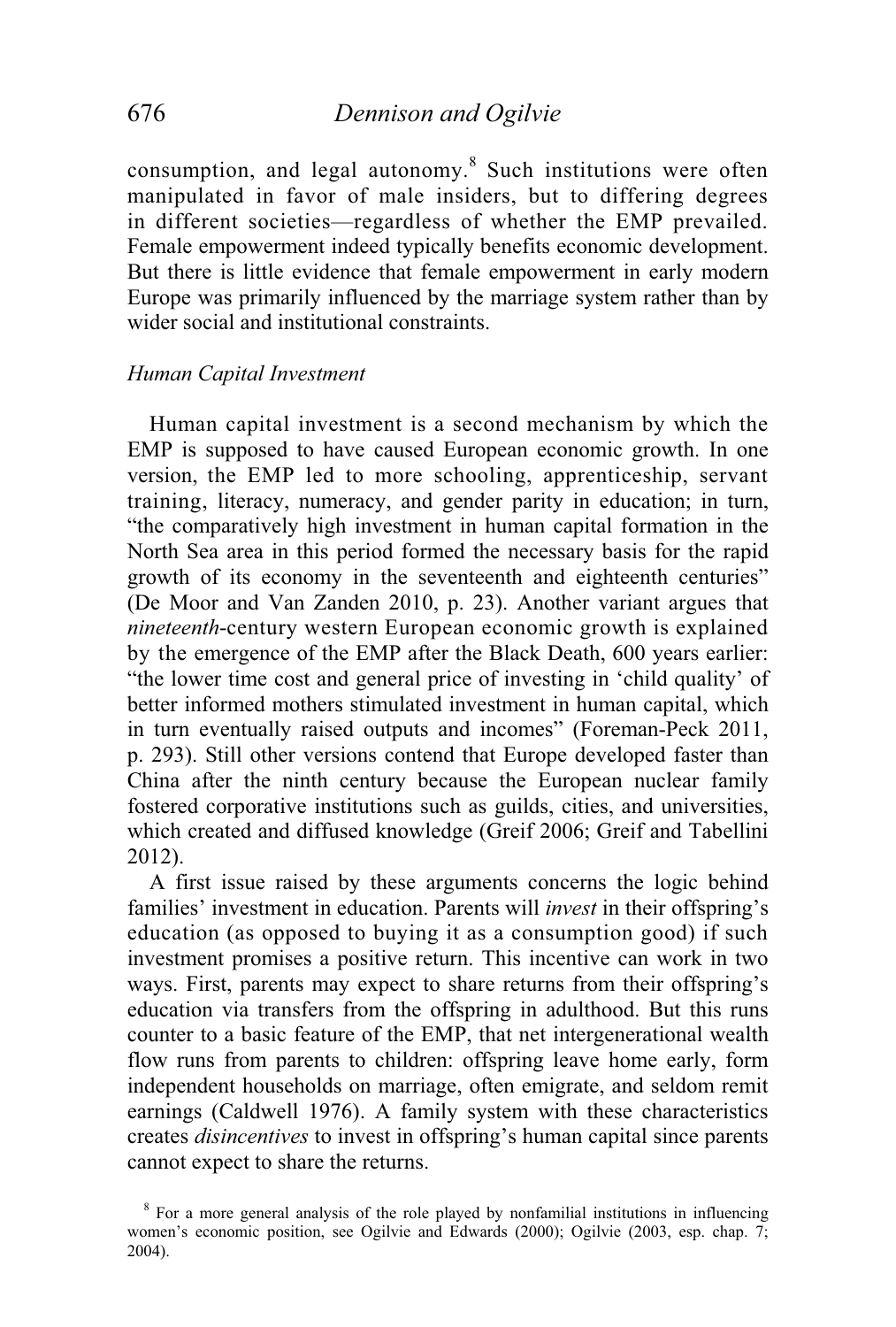consumption, and legal autonomy.[8] Such institutions were often manipulated in favor of male insiders, but to differing degrees in different societies—regardless of whether the EMP prevailed. Female empowerment indeed typically benefits economic development. But there is little evidence that female empowerment in early modern Europe was primarily influenced by the marriage system rather than by wider social and institutional constraints.

### *Human Capital Investment*

Human capital investment is a second mechanism by which the EMP is supposed to have caused European economic growth. In one version, the EMP led to more schooling, apprenticeship, servant training, literacy, numeracy, and gender parity in education; in turn, "the comparatively high investment in human capital formation in the North Sea area in this period formed the necessary basis for the rapid growth of its economy in the seventeenth and eighteenth centuries" (De Moor and Van Zanden 2010, p. 23). Another variant argues that *nineteenth*-century western European economic growth is explained by the emergence of the EMP after the Black Death, 600 years earlier: "the lower time cost and general price of investing in 'child quality' of better informed mothers stimulated investment in human capital, which in turn eventually raised outputs and incomes" (Foreman-Peck 2011, p. 293). Still other versions contend that Europe developed faster than China after the ninth century because the European nuclear family fostered corporative institutions such as guilds, cities, and universities, which created and diffused knowledge (Greif 2006; Greif and Tabellini 2012).

A first issue raised by these arguments concerns the logic behind families' investment in education. Parents will *invest* in their offspring's education (as opposed to buying it as a consumption good) if such investment promises a positive return. This incentive can work in two ways. First, parents may expect to share returns from their offspring's education via transfers from the offspring in adulthood. But this runs counter to a basic feature of the EMP, that net intergenerational wealth flow runs from parents to children: offspring leave home early, form independent households on marriage, often emigrate, and seldom remit earnings (Caldwell 1976). A family system with these characteristics creates *disincentives* to invest in offspring's human capital since parents cannot expect to share the returns.

[8] For a more general analysis of the role played by nonfamilial institutions in influencing women's economic position, see Ogilvie and Edwards (2000); Ogilvie (2003, esp. chap. 7; 2004).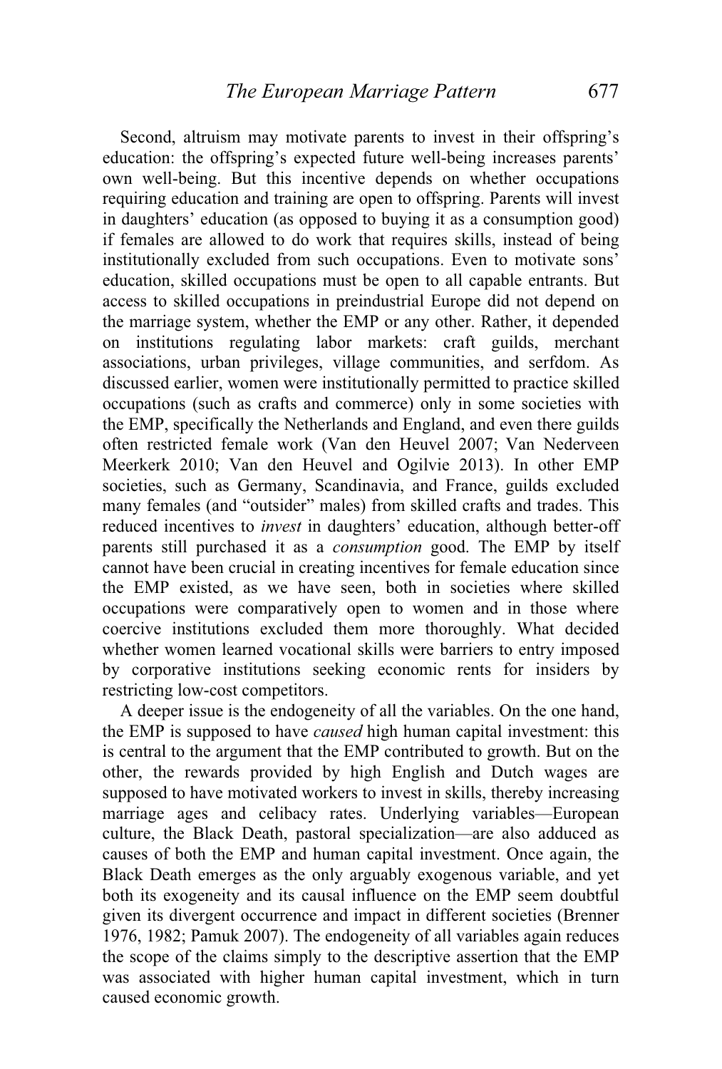Second, altruism may motivate parents to invest in their offspring's education: the offspring's expected future well-being increases parents' own well-being. But this incentive depends on whether occupations requiring education and training are open to offspring. Parents will invest in daughters' education (as opposed to buying it as a consumption good) if females are allowed to do work that requires skills, instead of being institutionally excluded from such occupations. Even to motivate sons' education, skilled occupations must be open to all capable entrants. But access to skilled occupations in preindustrial Europe did not depend on the marriage system, whether the EMP or any other. Rather, it depended on institutions regulating labor markets: craft guilds, merchant associations, urban privileges, village communities, and serfdom. As discussed earlier, women were institutionally permitted to practice skilled occupations (such as crafts and commerce) only in some societies with the EMP, specifically the Netherlands and England, and even there guilds often restricted female work (Van den Heuvel 2007; Van Nederveen Meerkerk 2010; Van den Heuvel and Ogilvie 2013). In other EMP societies, such as Germany, Scandinavia, and France, guilds excluded many females (and "outsider" males) from skilled crafts and trades. This reduced incentives to *invest* in daughters' education, although better-off parents still purchased it as a *consumption* good. The EMP by itself cannot have been crucial in creating incentives for female education since the EMP existed, as we have seen, both in societies where skilled occupations were comparatively open to women and in those where coercive institutions excluded them more thoroughly. What decided whether women learned vocational skills were barriers to entry imposed by corporative institutions seeking economic rents for insiders by restricting low-cost competitors.

A deeper issue is the endogeneity of all the variables. On the one hand, the EMP is supposed to have *caused* high human capital investment: this is central to the argument that the EMP contributed to growth. But on the other, the rewards provided by high English and Dutch wages are supposed to have motivated workers to invest in skills, thereby increasing marriage ages and celibacy rates. Underlying variables—European culture, the Black Death, pastoral specialization—are also adduced as causes of both the EMP and human capital investment. Once again, the Black Death emerges as the only arguably exogenous variable, and yet both its exogeneity and its causal influence on the EMP seem doubtful given its divergent occurrence and impact in different societies (Brenner 1976, 1982; Pamuk 2007). The endogeneity of all variables again reduces the scope of the claims simply to the descriptive assertion that the EMP was associated with higher human capital investment, which in turn caused economic growth.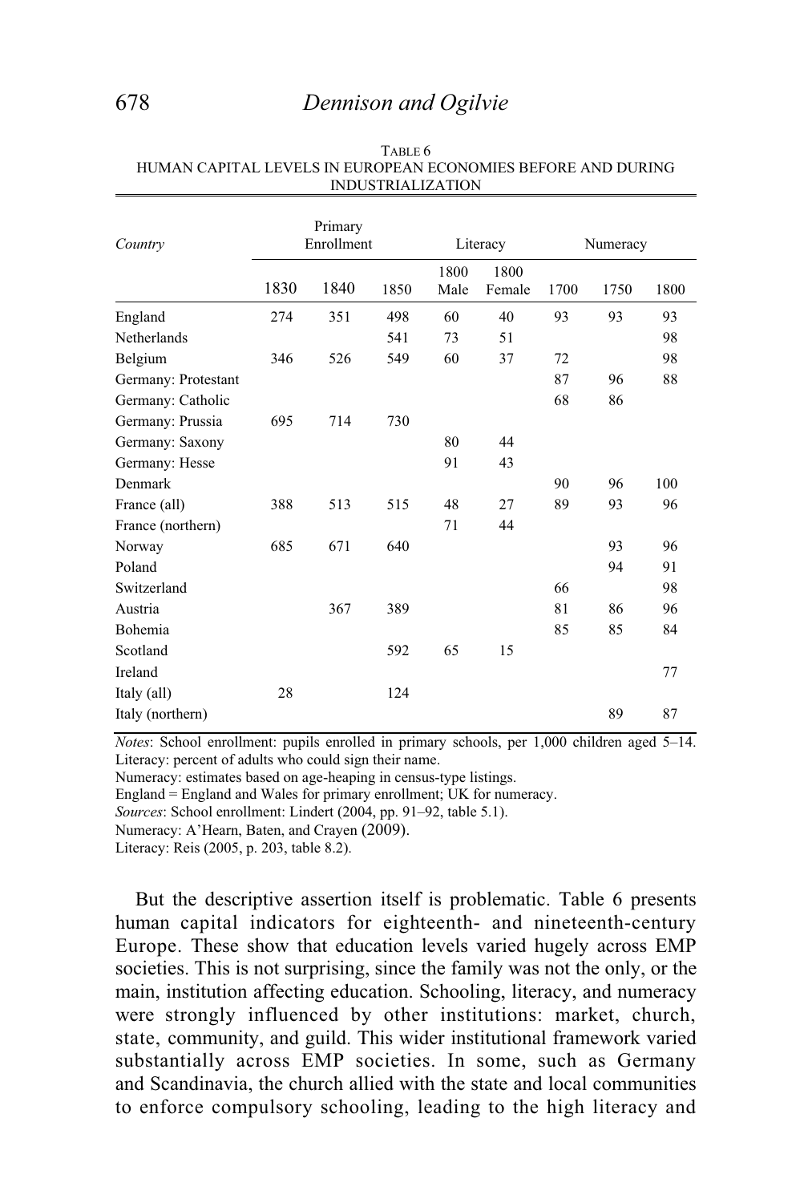TABLE 6
HUMAN CAPITAL LEVELS IN EUROPEAN ECONOMIES BEFORE AND DURING INDUSTRIALIZATION

| *Country* | Primary Enrollment | | | Literacy | | Numeracy | | |
|---|---|---|---|---|---|---|---|---|
| | 1830 | 1840 | 1850 | 1800 Male | 1800 Female | 1700 | 1750 | 1800 |
| England | 274 | 351 | 498 | 60 | 40 | 93 | 93 | 93 |
| Netherlands | | | 541 | 73 | 51 | | | 98 |
| Belgium | 346 | 526 | 549 | 60 | 37 | 72 | | 98 |
| Germany: Protestant | | | | | | 87 | 96 | 88 |
| Germany: Catholic | | | | | | 68 | 86 | |
| Germany: Prussia | 695 | 714 | 730 | | | | | |
| Germany: Saxony | | | | 80 | 44 | | | |
| Germany: Hesse | | | | 91 | 43 | | | |
| Denmark | | | | | | 90 | 96 | 100 |
| France (all) | 388 | 513 | 515 | 48 | 27 | 89 | 93 | 96 |
| France (northern) | | | | 71 | 44 | | | |
| Norway | 685 | 671 | 640 | | | | 93 | 96 |
| Poland | | | | | | | 94 | 91 |
| Switzerland | | | | | | 66 | | 98 |
| Austria | | 367 | 389 | | | 81 | 86 | 96 |
| Bohemia | | | | | | 85 | 85 | 84 |
| Scotland | | | 592 | 65 | 15 | | | |
| Ireland | | | | | | | | 77 |
| Italy (all) | 28 | | 124 | | | | | |
| Italy (northern) | | | | | | | 89 | 87 |

*Notes*: School enrollment: pupils enrolled in primary schools, per 1,000 children aged 5–14.
Literacy: percent of adults who could sign their name.
Numeracy: estimates based on age-heaping in census-type listings.
England = England and Wales for primary enrollment; UK for numeracy.
*Sources*: School enrollment: Lindert (2004, pp. 91–92, table 5.1).
Numeracy: A'Hearn, Baten, and Crayen (2009).
Literacy: Reis (2005, p. 203, table 8.2).

But the descriptive assertion itself is problematic. Table 6 presents human capital indicators for eighteenth- and nineteenth-century Europe. These show that education levels varied hugely across EMP societies. This is not surprising, since the family was not the only, or the main, institution affecting education. Schooling, literacy, and numeracy were strongly influenced by other institutions: market, church, state, community, and guild. This wider institutional framework varied substantially across EMP societies. In some, such as Germany and Scandinavia, the church allied with the state and local communities to enforce compulsory schooling, leading to the high literacy and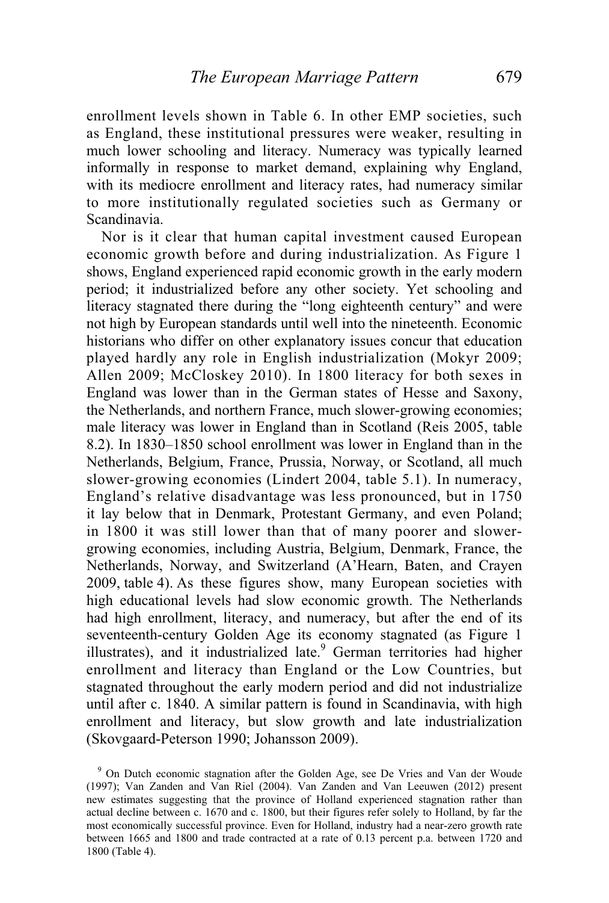enrollment levels shown in Table 6. In other EMP societies, such as England, these institutional pressures were weaker, resulting in much lower schooling and literacy. Numeracy was typically learned informally in response to market demand, explaining why England, with its mediocre enrollment and literacy rates, had numeracy similar to more institutionally regulated societies such as Germany or Scandinavia.

Nor is it clear that human capital investment caused European economic growth before and during industrialization. As Figure 1 shows, England experienced rapid economic growth in the early modern period; it industrialized before any other society. Yet schooling and literacy stagnated there during the "long eighteenth century" and were not high by European standards until well into the nineteenth. Economic historians who differ on other explanatory issues concur that education played hardly any role in English industrialization (Mokyr 2009; Allen 2009; McCloskey 2010). In 1800 literacy for both sexes in England was lower than in the German states of Hesse and Saxony, the Netherlands, and northern France, much slower-growing economies; male literacy was lower in England than in Scotland (Reis 2005, table 8.2). In 1830–1850 school enrollment was lower in England than in the Netherlands, Belgium, France, Prussia, Norway, or Scotland, all much slower-growing economies (Lindert 2004, table 5.1). In numeracy, England's relative disadvantage was less pronounced, but in 1750 it lay below that in Denmark, Protestant Germany, and even Poland; in 1800 it was still lower than that of many poorer and slower-growing economies, including Austria, Belgium, Denmark, France, the Netherlands, Norway, and Switzerland (A'Hearn, Baten, and Crayen 2009, table 4). As these figures show, many European societies with high educational levels had slow economic growth. The Netherlands had high enrollment, literacy, and numeracy, but after the end of its seventeenth-century Golden Age its economy stagnated (as Figure 1 illustrates), and it industrialized late.[9] German territories had higher enrollment and literacy than England or the Low Countries, but stagnated throughout the early modern period and did not industrialize until after c. 1840. A similar pattern is found in Scandinavia, with high enrollment and literacy, but slow growth and late industrialization (Skovgaard-Peterson 1990; Johansson 2009).

[9] On Dutch economic stagnation after the Golden Age, see De Vries and Van der Woude (1997); Van Zanden and Van Riel (2004). Van Zanden and Van Leeuwen (2012) present new estimates suggesting that the province of Holland experienced stagnation rather than actual decline between c. 1670 and c. 1800, but their figures refer solely to Holland, by far the most economically successful province. Even for Holland, industry had a near-zero growth rate between 1665 and 1800 and trade contracted at a rate of 0.13 percent p.a. between 1720 and 1800 (Table 4).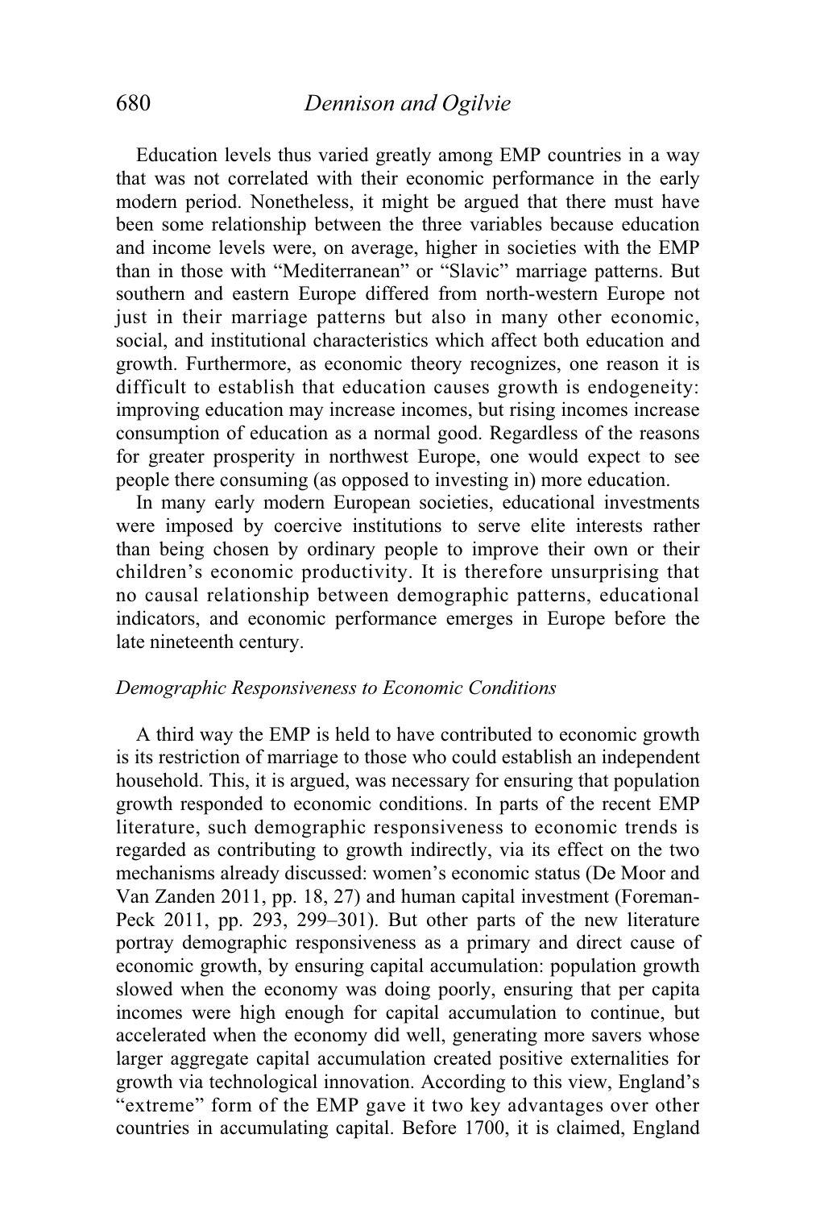Education levels thus varied greatly among EMP countries in a way that was not correlated with their economic performance in the early modern period. Nonetheless, it might be argued that there must have been some relationship between the three variables because education and income levels were, on average, higher in societies with the EMP than in those with "Mediterranean" or "Slavic" marriage patterns. But southern and eastern Europe differed from north-western Europe not just in their marriage patterns but also in many other economic, social, and institutional characteristics which affect both education and growth. Furthermore, as economic theory recognizes, one reason it is difficult to establish that education causes growth is endogeneity: improving education may increase incomes, but rising incomes increase consumption of education as a normal good. Regardless of the reasons for greater prosperity in northwest Europe, one would expect to see people there consuming (as opposed to investing in) more education.

In many early modern European societies, educational investments were imposed by coercive institutions to serve elite interests rather than being chosen by ordinary people to improve their own or their children's economic productivity. It is therefore unsurprising that no causal relationship between demographic patterns, educational indicators, and economic performance emerges in Europe before the late nineteenth century.

### *Demographic Responsiveness to Economic Conditions*

A third way the EMP is held to have contributed to economic growth is its restriction of marriage to those who could establish an independent household. This, it is argued, was necessary for ensuring that population growth responded to economic conditions. In parts of the recent EMP literature, such demographic responsiveness to economic trends is regarded as contributing to growth indirectly, via its effect on the two mechanisms already discussed: women's economic status (De Moor and Van Zanden 2011, pp. 18, 27) and human capital investment (Foreman-Peck 2011, pp. 293, 299–301). But other parts of the new literature portray demographic responsiveness as a primary and direct cause of economic growth, by ensuring capital accumulation: population growth slowed when the economy was doing poorly, ensuring that per capita incomes were high enough for capital accumulation to continue, but accelerated when the economy did well, generating more savers whose larger aggregate capital accumulation created positive externalities for growth via technological innovation. According to this view, England's "extreme" form of the EMP gave it two key advantages over other countries in accumulating capital. Before 1700, it is claimed, England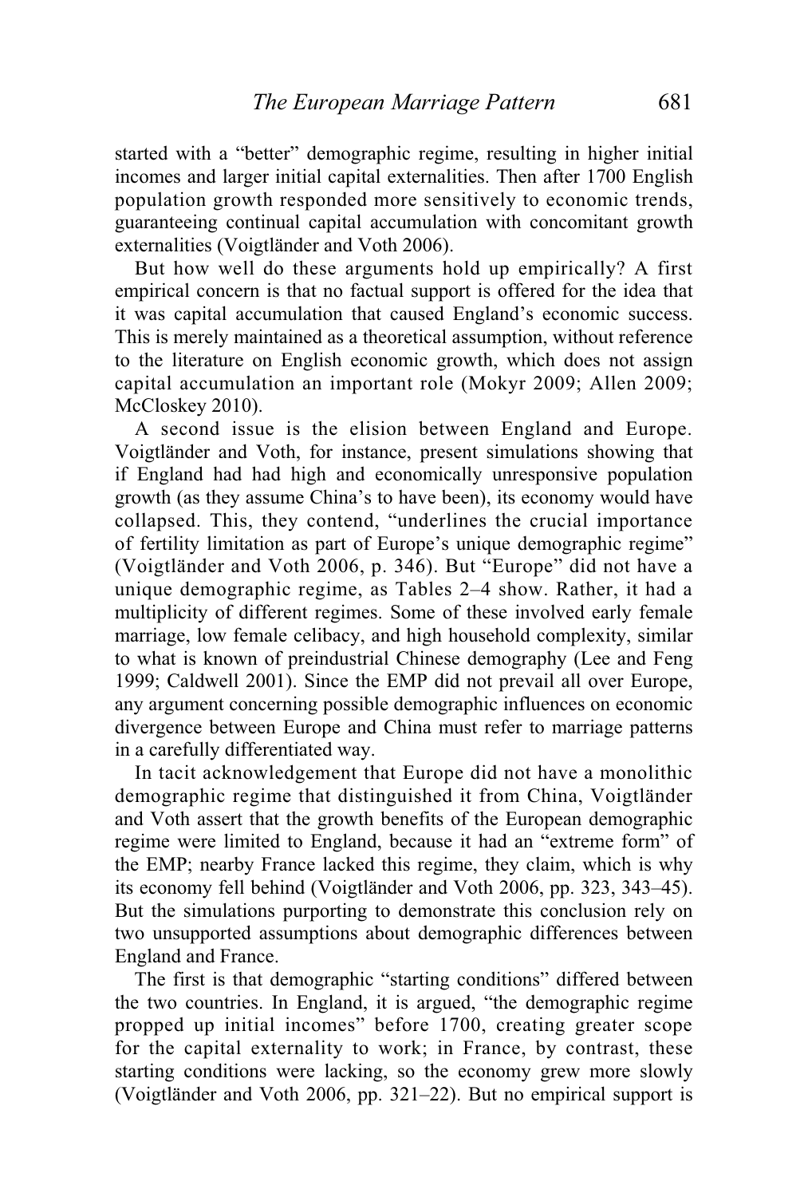started with a "better" demographic regime, resulting in higher initial incomes and larger initial capital externalities. Then after 1700 English population growth responded more sensitively to economic trends, guaranteeing continual capital accumulation with concomitant growth externalities (Voigtländer and Voth 2006).

But how well do these arguments hold up empirically? A first empirical concern is that no factual support is offered for the idea that it was capital accumulation that caused England's economic success. This is merely maintained as a theoretical assumption, without reference to the literature on English economic growth, which does not assign capital accumulation an important role (Mokyr 2009; Allen 2009; McCloskey 2010).

A second issue is the elision between England and Europe. Voigtländer and Voth, for instance, present simulations showing that if England had had high and economically unresponsive population growth (as they assume China's to have been), its economy would have collapsed. This, they contend, "underlines the crucial importance of fertility limitation as part of Europe's unique demographic regime" (Voigtländer and Voth 2006, p. 346). But "Europe" did not have a unique demographic regime, as Tables 2–4 show. Rather, it had a multiplicity of different regimes. Some of these involved early female marriage, low female celibacy, and high household complexity, similar to what is known of preindustrial Chinese demography (Lee and Feng 1999; Caldwell 2001). Since the EMP did not prevail all over Europe, any argument concerning possible demographic influences on economic divergence between Europe and China must refer to marriage patterns in a carefully differentiated way.

In tacit acknowledgement that Europe did not have a monolithic demographic regime that distinguished it from China, Voigtländer and Voth assert that the growth benefits of the European demographic regime were limited to England, because it had an "extreme form" of the EMP; nearby France lacked this regime, they claim, which is why its economy fell behind (Voigtländer and Voth 2006, pp. 323, 343–45). But the simulations purporting to demonstrate this conclusion rely on two unsupported assumptions about demographic differences between England and France.

The first is that demographic "starting conditions" differed between the two countries. In England, it is argued, "the demographic regime propped up initial incomes" before 1700, creating greater scope for the capital externality to work; in France, by contrast, these starting conditions were lacking, so the economy grew more slowly (Voigtländer and Voth 2006, pp. 321–22). But no empirical support is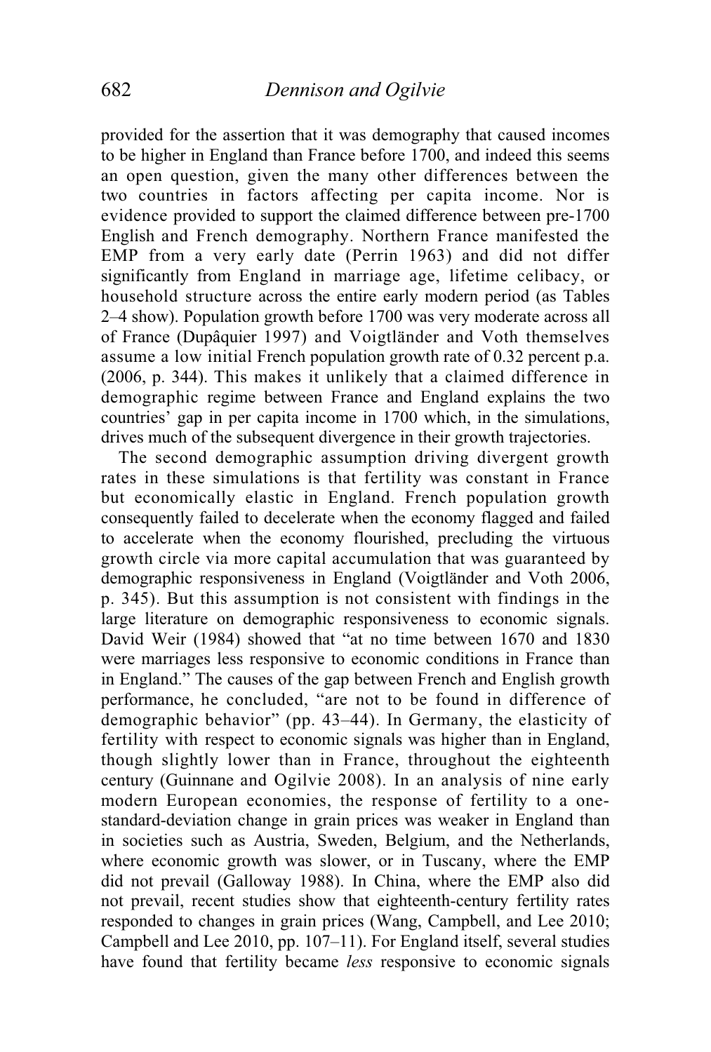provided for the assertion that it was demography that caused incomes to be higher in England than France before 1700, and indeed this seems an open question, given the many other differences between the two countries in factors affecting per capita income. Nor is evidence provided to support the claimed difference between pre-1700 English and French demography. Northern France manifested the EMP from a very early date (Perrin 1963) and did not differ significantly from England in marriage age, lifetime celibacy, or household structure across the entire early modern period (as Tables 2–4 show). Population growth before 1700 was very moderate across all of France (Dupâquier 1997) and Voigtländer and Voth themselves assume a low initial French population growth rate of 0.32 percent p.a. (2006, p. 344). This makes it unlikely that a claimed difference in demographic regime between France and England explains the two countries' gap in per capita income in 1700 which, in the simulations, drives much of the subsequent divergence in their growth trajectories.

The second demographic assumption driving divergent growth rates in these simulations is that fertility was constant in France but economically elastic in England. French population growth consequently failed to decelerate when the economy flagged and failed to accelerate when the economy flourished, precluding the virtuous growth circle via more capital accumulation that was guaranteed by demographic responsiveness in England (Voigtländer and Voth 2006, p. 345). But this assumption is not consistent with findings in the large literature on demographic responsiveness to economic signals. David Weir (1984) showed that "at no time between 1670 and 1830 were marriages less responsive to economic conditions in France than in England." The causes of the gap between French and English growth performance, he concluded, "are not to be found in difference of demographic behavior" (pp. 43–44). In Germany, the elasticity of fertility with respect to economic signals was higher than in England, though slightly lower than in France, throughout the eighteenth century (Guinnane and Ogilvie 2008). In an analysis of nine early modern European economies, the response of fertility to a one-standard-deviation change in grain prices was weaker in England than in societies such as Austria, Sweden, Belgium, and the Netherlands, where economic growth was slower, or in Tuscany, where the EMP did not prevail (Galloway 1988). In China, where the EMP also did not prevail, recent studies show that eighteenth-century fertility rates responded to changes in grain prices (Wang, Campbell, and Lee 2010; Campbell and Lee 2010, pp. 107–11). For England itself, several studies have found that fertility became *less* responsive to economic signals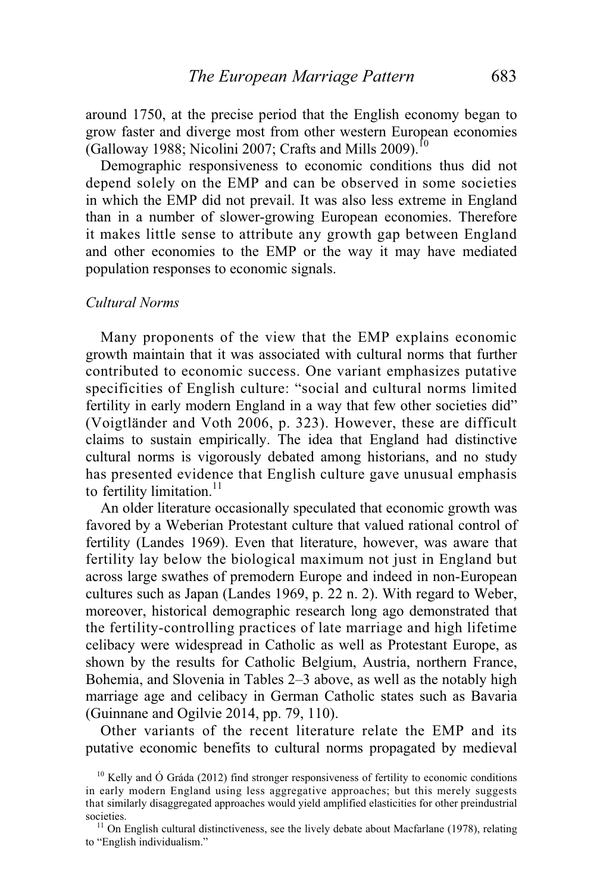around 1750, at the precise period that the English economy began to grow faster and diverge most from other western European economies (Galloway 1988; Nicolini 2007; Crafts and Mills 2009).[10]

Demographic responsiveness to economic conditions thus did not depend solely on the EMP and can be observed in some societies in which the EMP did not prevail. It was also less extreme in England than in a number of slower-growing European economies. Therefore it makes little sense to attribute any growth gap between England and other economies to the EMP or the way it may have mediated population responses to economic signals.

*Cultural Norms*

Many proponents of the view that the EMP explains economic growth maintain that it was associated with cultural norms that further contributed to economic success. One variant emphasizes putative specificities of English culture: "social and cultural norms limited fertility in early modern England in a way that few other societies did" (Voigtländer and Voth 2006, p. 323). However, these are difficult claims to sustain empirically. The idea that England had distinctive cultural norms is vigorously debated among historians, and no study has presented evidence that English culture gave unusual emphasis to fertility limitation.[11]

An older literature occasionally speculated that economic growth was favored by a Weberian Protestant culture that valued rational control of fertility (Landes 1969). Even that literature, however, was aware that fertility lay below the biological maximum not just in England but across large swathes of premodern Europe and indeed in non-European cultures such as Japan (Landes 1969, p. 22 n. 2). With regard to Weber, moreover, historical demographic research long ago demonstrated that the fertility-controlling practices of late marriage and high lifetime celibacy were widespread in Catholic as well as Protestant Europe, as shown by the results for Catholic Belgium, Austria, northern France, Bohemia, and Slovenia in Tables 2–3 above, as well as the notably high marriage age and celibacy in German Catholic states such as Bavaria (Guinnane and Ogilvie 2014, pp. 79, 110).

Other variants of the recent literature relate the EMP and its putative economic benefits to cultural norms propagated by medieval

[10] Kelly and Ó Gráda (2012) find stronger responsiveness of fertility to economic conditions in early modern England using less aggregative approaches; but this merely suggests that similarly disaggregated approaches would yield amplified elasticities for other preindustrial societies.

[11] On English cultural distinctiveness, see the lively debate about Macfarlane (1978), relating to "English individualism."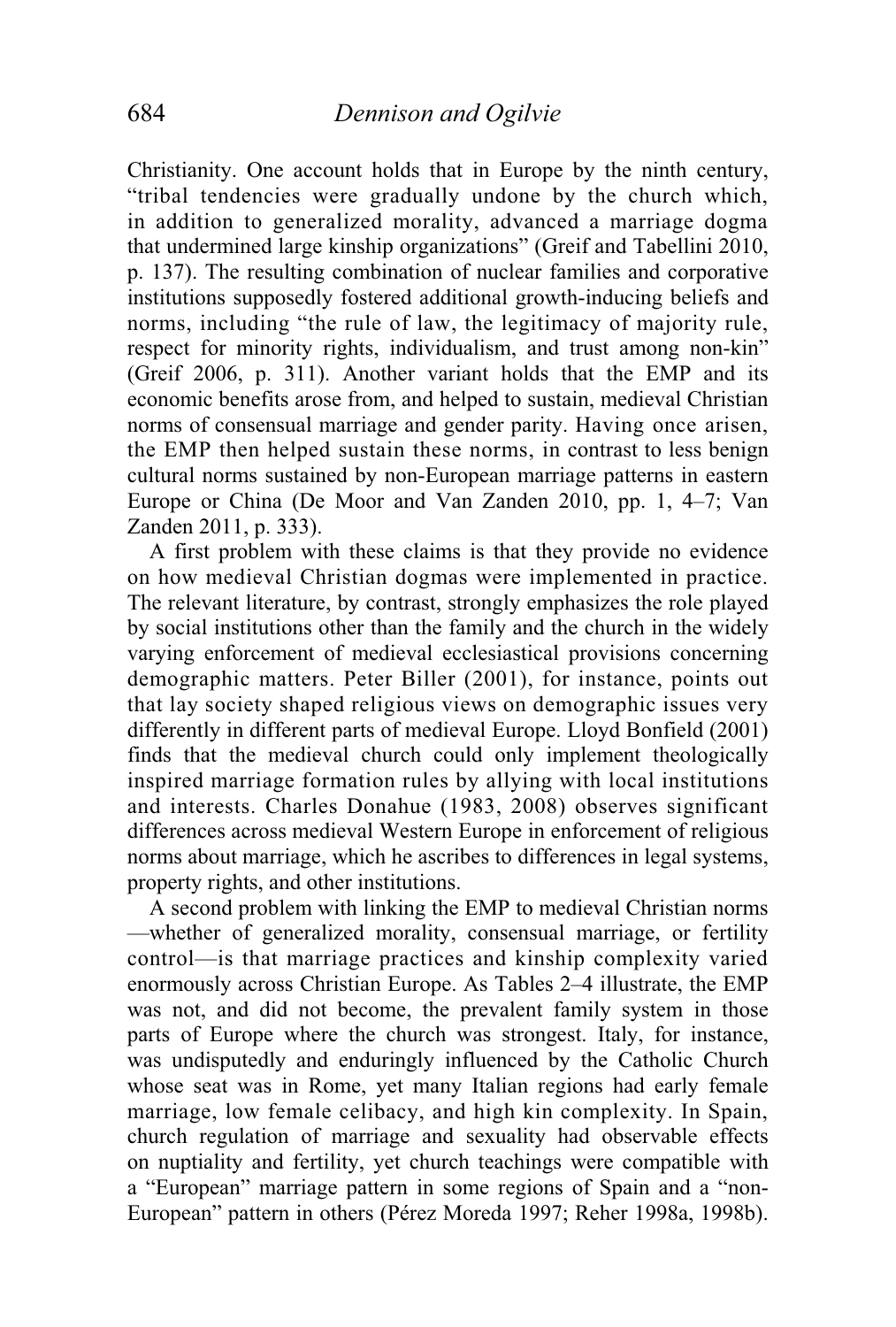Christianity. One account holds that in Europe by the ninth century, "tribal tendencies were gradually undone by the church which, in addition to generalized morality, advanced a marriage dogma that undermined large kinship organizations" (Greif and Tabellini 2010, p. 137). The resulting combination of nuclear families and corporative institutions supposedly fostered additional growth-inducing beliefs and norms, including "the rule of law, the legitimacy of majority rule, respect for minority rights, individualism, and trust among non-kin" (Greif 2006, p. 311). Another variant holds that the EMP and its economic benefits arose from, and helped to sustain, medieval Christian norms of consensual marriage and gender parity. Having once arisen, the EMP then helped sustain these norms, in contrast to less benign cultural norms sustained by non-European marriage patterns in eastern Europe or China (De Moor and Van Zanden 2010, pp. 1, 4–7; Van Zanden 2011, p. 333).

A first problem with these claims is that they provide no evidence on how medieval Christian dogmas were implemented in practice. The relevant literature, by contrast, strongly emphasizes the role played by social institutions other than the family and the church in the widely varying enforcement of medieval ecclesiastical provisions concerning demographic matters. Peter Biller (2001), for instance, points out that lay society shaped religious views on demographic issues very differently in different parts of medieval Europe. Lloyd Bonfield (2001) finds that the medieval church could only implement theologically inspired marriage formation rules by allying with local institutions and interests. Charles Donahue (1983, 2008) observes significant differences across medieval Western Europe in enforcement of religious norms about marriage, which he ascribes to differences in legal systems, property rights, and other institutions.

A second problem with linking the EMP to medieval Christian norms —whether of generalized morality, consensual marriage, or fertility control—is that marriage practices and kinship complexity varied enormously across Christian Europe. As Tables 2–4 illustrate, the EMP was not, and did not become, the prevalent family system in those parts of Europe where the church was strongest. Italy, for instance, was undisputedly and enduringly influenced by the Catholic Church whose seat was in Rome, yet many Italian regions had early female marriage, low female celibacy, and high kin complexity. In Spain, church regulation of marriage and sexuality had observable effects on nuptiality and fertility, yet church teachings were compatible with a "European" marriage pattern in some regions of Spain and a "non-European" pattern in others (Pérez Moreda 1997; Reher 1998a, 1998b).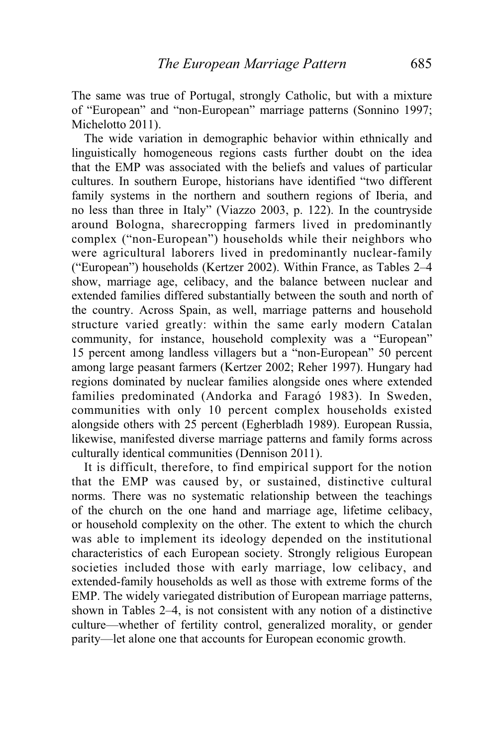The same was true of Portugal, strongly Catholic, but with a mixture of "European" and "non-European" marriage patterns (Sonnino 1997; Michelotto 2011).

The wide variation in demographic behavior within ethnically and linguistically homogeneous regions casts further doubt on the idea that the EMP was associated with the beliefs and values of particular cultures. In southern Europe, historians have identified "two different family systems in the northern and southern regions of Iberia, and no less than three in Italy" (Viazzo 2003, p. 122). In the countryside around Bologna, sharecropping farmers lived in predominantly complex ("non-European") households while their neighbors who were agricultural laborers lived in predominantly nuclear-family ("European") households (Kertzer 2002). Within France, as Tables 2–4 show, marriage age, celibacy, and the balance between nuclear and extended families differed substantially between the south and north of the country. Across Spain, as well, marriage patterns and household structure varied greatly: within the same early modern Catalan community, for instance, household complexity was a "European" 15 percent among landless villagers but a "non-European" 50 percent among large peasant farmers (Kertzer 2002; Reher 1997). Hungary had regions dominated by nuclear families alongside ones where extended families predominated (Andorka and Faragó 1983). In Sweden, communities with only 10 percent complex households existed alongside others with 25 percent (Egherbladh 1989). European Russia, likewise, manifested diverse marriage patterns and family forms across culturally identical communities (Dennison 2011).

It is difficult, therefore, to find empirical support for the notion that the EMP was caused by, or sustained, distinctive cultural norms. There was no systematic relationship between the teachings of the church on the one hand and marriage age, lifetime celibacy, or household complexity on the other. The extent to which the church was able to implement its ideology depended on the institutional characteristics of each European society. Strongly religious European societies included those with early marriage, low celibacy, and extended-family households as well as those with extreme forms of the EMP. The widely variegated distribution of European marriage patterns, shown in Tables 2–4, is not consistent with any notion of a distinctive culture—whether of fertility control, generalized morality, or gender parity—let alone one that accounts for European economic growth.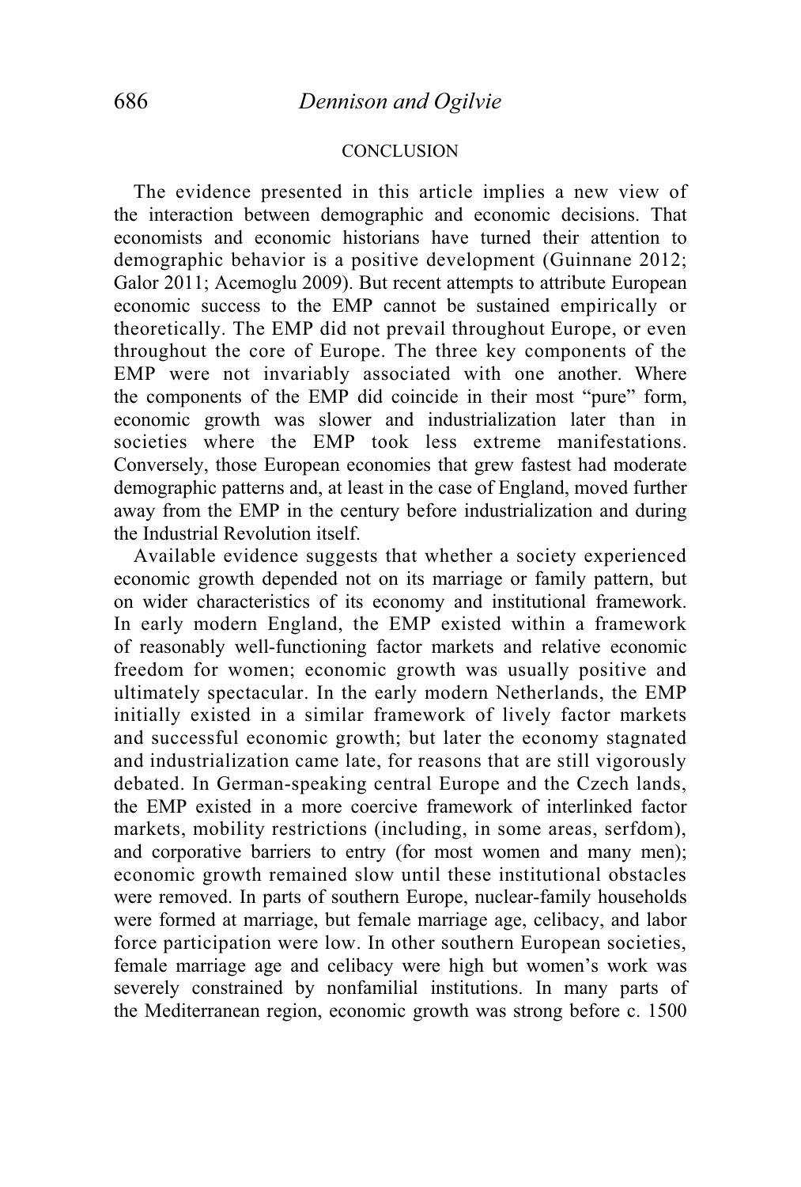## CONCLUSION

The evidence presented in this article implies a new view of the interaction between demographic and economic decisions. That economists and economic historians have turned their attention to demographic behavior is a positive development (Guinnane 2012; Galor 2011; Acemoglu 2009). But recent attempts to attribute European economic success to the EMP cannot be sustained empirically or theoretically. The EMP did not prevail throughout Europe, or even throughout the core of Europe. The three key components of the EMP were not invariably associated with one another. Where the components of the EMP did coincide in their most "pure" form, economic growth was slower and industrialization later than in societies where the EMP took less extreme manifestations. Conversely, those European economies that grew fastest had moderate demographic patterns and, at least in the case of England, moved further away from the EMP in the century before industrialization and during the Industrial Revolution itself.

Available evidence suggests that whether a society experienced economic growth depended not on its marriage or family pattern, but on wider characteristics of its economy and institutional framework. In early modern England, the EMP existed within a framework of reasonably well-functioning factor markets and relative economic freedom for women; economic growth was usually positive and ultimately spectacular. In the early modern Netherlands, the EMP initially existed in a similar framework of lively factor markets and successful economic growth; but later the economy stagnated and industrialization came late, for reasons that are still vigorously debated. In German-speaking central Europe and the Czech lands, the EMP existed in a more coercive framework of interlinked factor markets, mobility restrictions (including, in some areas, serfdom), and corporative barriers to entry (for most women and many men); economic growth remained slow until these institutional obstacles were removed. In parts of southern Europe, nuclear-family households were formed at marriage, but female marriage age, celibacy, and labor force participation were low. In other southern European societies, female marriage age and celibacy were high but women's work was severely constrained by nonfamilial institutions. In many parts of the Mediterranean region, economic growth was strong before c. 1500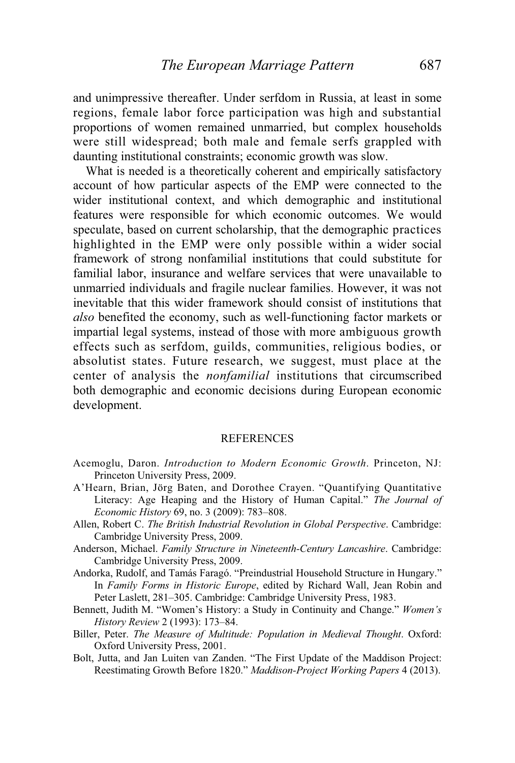and unimpressive thereafter. Under serfdom in Russia, at least in some regions, female labor force participation was high and substantial proportions of women remained unmarried, but complex households were still widespread; both male and female serfs grappled with daunting institutional constraints; economic growth was slow.

What is needed is a theoretically coherent and empirically satisfactory account of how particular aspects of the EMP were connected to the wider institutional context, and which demographic and institutional features were responsible for which economic outcomes. We would speculate, based on current scholarship, that the demographic practices highlighted in the EMP were only possible within a wider social framework of strong nonfamilial institutions that could substitute for familial labor, insurance and welfare services that were unavailable to unmarried individuals and fragile nuclear families. However, it was not inevitable that this wider framework should consist of institutions that *also* benefited the economy, such as well-functioning factor markets or impartial legal systems, instead of those with more ambiguous growth effects such as serfdom, guilds, communities, religious bodies, or absolutist states. Future research, we suggest, must place at the center of analysis the *nonfamilial* institutions that circumscribed both demographic and economic decisions during European economic development.

## REFERENCES

Acemoglu, Daron. *Introduction to Modern Economic Growth*. Princeton, NJ: Princeton University Press, 2009.

A'Hearn, Brian, Jörg Baten, and Dorothee Crayen. "Quantifying Quantitative Literacy: Age Heaping and the History of Human Capital." *The Journal of Economic History* 69, no. 3 (2009): 783–808.

Allen, Robert C. *The British Industrial Revolution in Global Perspective*. Cambridge: Cambridge University Press, 2009.

Anderson, Michael. *Family Structure in Nineteenth-Century Lancashire*. Cambridge: Cambridge University Press, 2009.

Andorka, Rudolf, and Tamás Faragó. "Preindustrial Household Structure in Hungary." In *Family Forms in Historic Europe*, edited by Richard Wall, Jean Robin and Peter Laslett, 281–305. Cambridge: Cambridge University Press, 1983.

Bennett, Judith M. "Women's History: a Study in Continuity and Change." *Women's History Review* 2 (1993): 173–84.

Biller, Peter. *The Measure of Multitude: Population in Medieval Thought*. Oxford: Oxford University Press, 2001.

Bolt, Jutta, and Jan Luiten van Zanden. "The First Update of the Maddison Project: Reestimating Growth Before 1820." *Maddison-Project Working Papers* 4 (2013).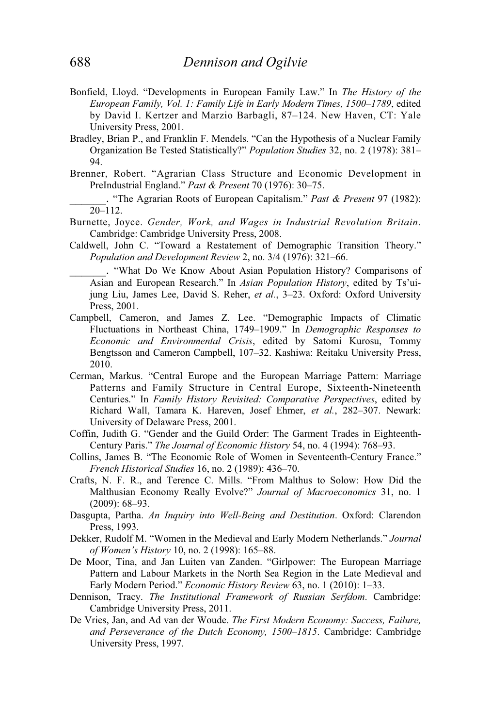Bonfield, Lloyd. "Developments in European Family Law." In *The History of the European Family, Vol. 1: Family Life in Early Modern Times, 1500–1789*, edited by David I. Kertzer and Marzio Barbagli, 87–124. New Haven, CT: Yale University Press, 2001.

Bradley, Brian P., and Franklin F. Mendels. "Can the Hypothesis of a Nuclear Family Organization Be Tested Statistically?" *Population Studies* 32, no. 2 (1978): 381–94.

Brenner, Robert. "Agrarian Class Structure and Economic Development in PreIndustrial England." *Past & Present* 70 (1976): 30–75.

_______. "The Agrarian Roots of European Capitalism." *Past & Present* 97 (1982): 20–112.

Burnette, Joyce. *Gender, Work, and Wages in Industrial Revolution Britain*. Cambridge: Cambridge University Press, 2008.

Caldwell, John C. "Toward a Restatement of Demographic Transition Theory." *Population and Development Review* 2, no. 3/4 (1976): 321–66.

_______. "What Do We Know About Asian Population History? Comparisons of Asian and European Research." In *Asian Population History*, edited by Ts'ui-jung Liu, James Lee, David S. Reher, *et al.*, 3–23. Oxford: Oxford University Press, 2001.

Campbell, Cameron, and James Z. Lee. "Demographic Impacts of Climatic Fluctuations in Northeast China, 1749–1909." In *Demographic Responses to Economic and Environmental Crisis*, edited by Satomi Kurosu, Tommy Bengtsson and Cameron Campbell, 107–32. Kashiwa: Reitaku University Press, 2010.

Cerman, Markus. "Central Europe and the European Marriage Pattern: Marriage Patterns and Family Structure in Central Europe, Sixteenth-Nineteenth Centuries." In *Family History Revisited: Comparative Perspectives*, edited by Richard Wall, Tamara K. Hareven, Josef Ehmer, *et al.*, 282–307. Newark: University of Delaware Press, 2001.

Coffin, Judith G. "Gender and the Guild Order: The Garment Trades in Eighteenth-Century Paris." *The Journal of Economic History* 54, no. 4 (1994): 768–93.

Collins, James B. "The Economic Role of Women in Seventeenth-Century France." *French Historical Studies* 16, no. 2 (1989): 436–70.

Crafts, N. F. R., and Terence C. Mills. "From Malthus to Solow: How Did the Malthusian Economy Really Evolve?" *Journal of Macroeconomics* 31, no. 1 (2009): 68–93.

Dasgupta, Partha. *An Inquiry into Well-Being and Destitution*. Oxford: Clarendon Press, 1993.

Dekker, Rudolf M. "Women in the Medieval and Early Modern Netherlands." *Journal of Women's History* 10, no. 2 (1998): 165–88.

De Moor, Tina, and Jan Luiten van Zanden. "Girlpower: The European Marriage Pattern and Labour Markets in the North Sea Region in the Late Medieval and Early Modern Period." *Economic History Review* 63, no. 1 (2010): 1–33.

Dennison, Tracy. *The Institutional Framework of Russian Serfdom*. Cambridge: Cambridge University Press, 2011.

De Vries, Jan, and Ad van der Woude. *The First Modern Economy: Success, Failure, and Perseverance of the Dutch Economy, 1500–1815*. Cambridge: Cambridge University Press, 1997.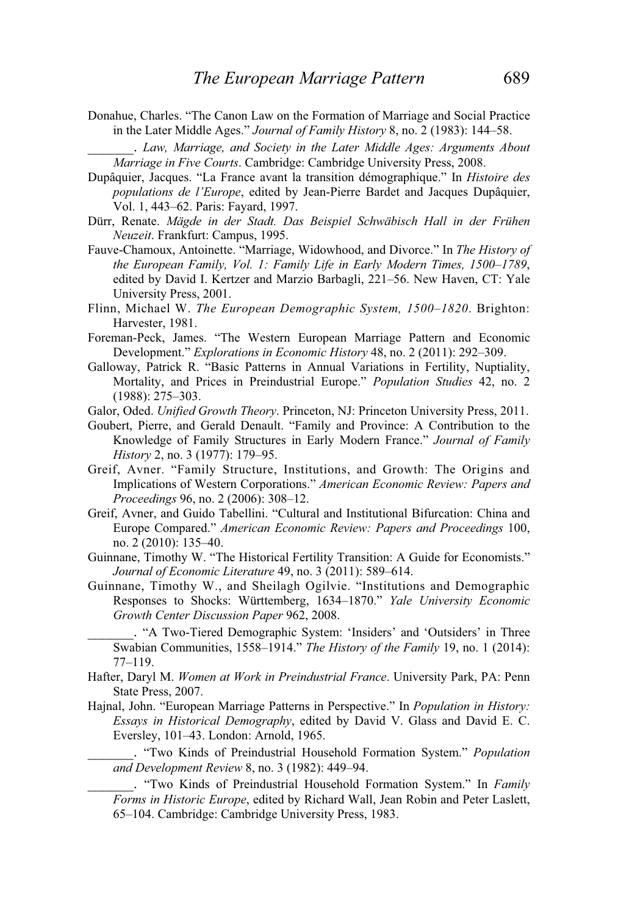Donahue, Charles. "The Canon Law on the Formation of Marriage and Social Practice in the Later Middle Ages." *Journal of Family History* 8, no. 2 (1983): 144–58.

_______. *Law, Marriage, and Society in the Later Middle Ages: Arguments About Marriage in Five Courts*. Cambridge: Cambridge University Press, 2008.

Dupâquier, Jacques. "La France avant la transition démographique." In *Histoire des populations de l'Europe*, edited by Jean-Pierre Bardet and Jacques Dupâquier, Vol. 1, 443–62. Paris: Fayard, 1997.

Dürr, Renate. *Mägde in der Stadt. Das Beispiel Schwäbisch Hall in der Frühen Neuzeit*. Frankfurt: Campus, 1995.

Fauve-Chamoux, Antoinette. "Marriage, Widowhood, and Divorce." In *The History of the European Family, Vol. 1: Family Life in Early Modern Times, 1500–1789*, edited by David I. Kertzer and Marzio Barbagli, 221–56. New Haven, CT: Yale University Press, 2001.

Flinn, Michael W. *The European Demographic System, 1500–1820*. Brighton: Harvester, 1981.

Foreman-Peck, James. "The Western European Marriage Pattern and Economic Development." *Explorations in Economic History* 48, no. 2 (2011): 292–309.

Galloway, Patrick R. "Basic Patterns in Annual Variations in Fertility, Nuptiality, Mortality, and Prices in Preindustrial Europe." *Population Studies* 42, no. 2 (1988): 275–303.

Galor, Oded. *Unified Growth Theory*. Princeton, NJ: Princeton University Press, 2011.

Goubert, Pierre, and Gerald Denault. "Family and Province: A Contribution to the Knowledge of Family Structures in Early Modern France." *Journal of Family History* 2, no. 3 (1977): 179–95.

Greif, Avner. "Family Structure, Institutions, and Growth: The Origins and Implications of Western Corporations." *American Economic Review: Papers and Proceedings* 96, no. 2 (2006): 308–12.

Greif, Avner, and Guido Tabellini. "Cultural and Institutional Bifurcation: China and Europe Compared." *American Economic Review: Papers and Proceedings* 100, no. 2 (2010): 135–40.

Guinnane, Timothy W. "The Historical Fertility Transition: A Guide for Economists." *Journal of Economic Literature* 49, no. 3 (2011): 589–614.

Guinnane, Timothy W., and Sheilagh Ogilvie. "Institutions and Demographic Responses to Shocks: Württemberg, 1634–1870." *Yale University Economic Growth Center Discussion Paper* 962, 2008.

_______. "A Two-Tiered Demographic System: 'Insiders' and 'Outsiders' in Three Swabian Communities, 1558–1914." *The History of the Family* 19, no. 1 (2014): 77–119.

Hafter, Daryl M. *Women at Work in Preindustrial France*. University Park, PA: Penn State Press, 2007.

Hajnal, John. "European Marriage Patterns in Perspective." In *Population in History: Essays in Historical Demography*, edited by David V. Glass and David E. C. Eversley, 101–43. London: Arnold, 1965.

_______. "Two Kinds of Preindustrial Household Formation System." *Population and Development Review* 8, no. 3 (1982): 449–94.

_______. "Two Kinds of Preindustrial Household Formation System." In *Family Forms in Historic Europe*, edited by Richard Wall, Jean Robin and Peter Laslett, 65–104. Cambridge: Cambridge University Press, 1983.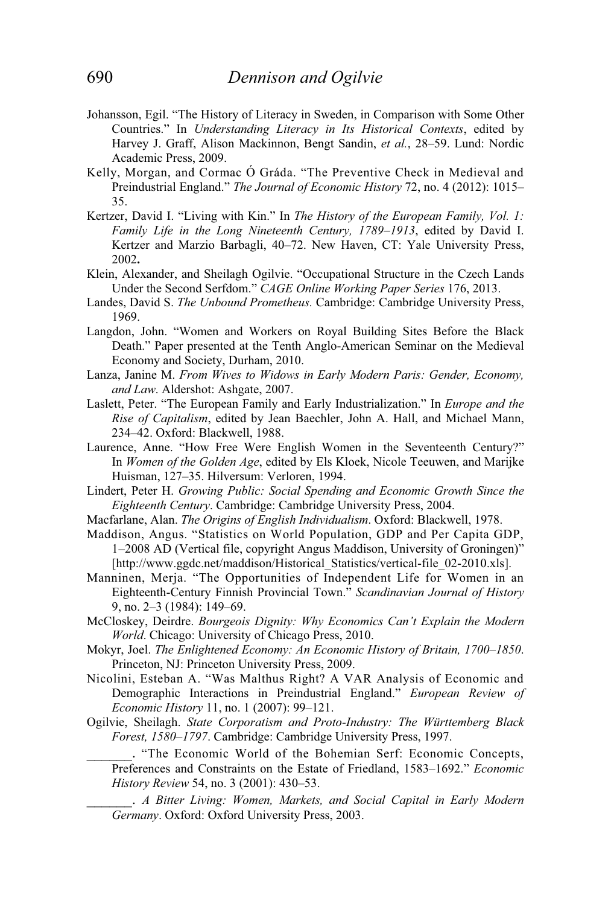Johansson, Egil. "The History of Literacy in Sweden, in Comparison with Some Other Countries." In *Understanding Literacy in Its Historical Contexts*, edited by Harvey J. Graff, Alison Mackinnon, Bengt Sandin, *et al.*, 28–59. Lund: Nordic Academic Press, 2009.

Kelly, Morgan, and Cormac Ó Gráda. "The Preventive Check in Medieval and Preindustrial England." *The Journal of Economic History* 72, no. 4 (2012): 1015–35.

Kertzer, David I. "Living with Kin." In *The History of the European Family, Vol. 1: Family Life in the Long Nineteenth Century, 1789–1913*, edited by David I. Kertzer and Marzio Barbagli, 40–72. New Haven, CT: Yale University Press, 2002**.**

Klein, Alexander, and Sheilagh Ogilvie. "Occupational Structure in the Czech Lands Under the Second Serfdom." *CAGE Online Working Paper Series* 176, 2013.

Landes, David S. *The Unbound Prometheus.* Cambridge: Cambridge University Press, 1969.

Langdon, John. "Women and Workers on Royal Building Sites Before the Black Death." Paper presented at the Tenth Anglo-American Seminar on the Medieval Economy and Society, Durham, 2010.

Lanza, Janine M. *From Wives to Widows in Early Modern Paris: Gender, Economy, and Law*. Aldershot: Ashgate, 2007.

Laslett, Peter. "The European Family and Early Industrialization." In *Europe and the Rise of Capitalism*, edited by Jean Baechler, John A. Hall, and Michael Mann, 234–42. Oxford: Blackwell, 1988.

Laurence, Anne. "How Free Were English Women in the Seventeenth Century?" In *Women of the Golden Age*, edited by Els Kloek, Nicole Teeuwen, and Marijke Huisman, 127–35. Hilversum: Verloren, 1994.

Lindert, Peter H. *Growing Public: Social Spending and Economic Growth Since the Eighteenth Century*. Cambridge: Cambridge University Press, 2004.

Macfarlane, Alan. *The Origins of English Individualism*. Oxford: Blackwell, 1978.

Maddison, Angus. "Statistics on World Population, GDP and Per Capita GDP, 1–2008 AD (Vertical file, copyright Angus Maddison, University of Groningen)" [http://www.ggdc.net/maddison/Historical_Statistics/vertical-file_02-2010.xls].

Manninen, Merja. "The Opportunities of Independent Life for Women in an Eighteenth-Century Finnish Provincial Town." *Scandinavian Journal of History* 9, no. 2–3 (1984): 149–69.

McCloskey, Deirdre. *Bourgeois Dignity: Why Economics Can't Explain the Modern World*. Chicago: University of Chicago Press, 2010.

Mokyr, Joel. *The Enlightened Economy: An Economic History of Britain, 1700–1850*. Princeton, NJ: Princeton University Press, 2009.

Nicolini, Esteban A. "Was Malthus Right? A VAR Analysis of Economic and Demographic Interactions in Preindustrial England." *European Review of Economic History* 11, no. 1 (2007): 99–121.

Ogilvie, Sheilagh. *State Corporatism and Proto-Industry: The Württemberg Black Forest, 1580–1797*. Cambridge: Cambridge University Press, 1997.

_______. "The Economic World of the Bohemian Serf: Economic Concepts, Preferences and Constraints on the Estate of Friedland, 1583–1692." *Economic History Review* 54, no. 3 (2001): 430–53.

_______. *A Bitter Living: Women, Markets, and Social Capital in Early Modern Germany*. Oxford: Oxford University Press, 2003.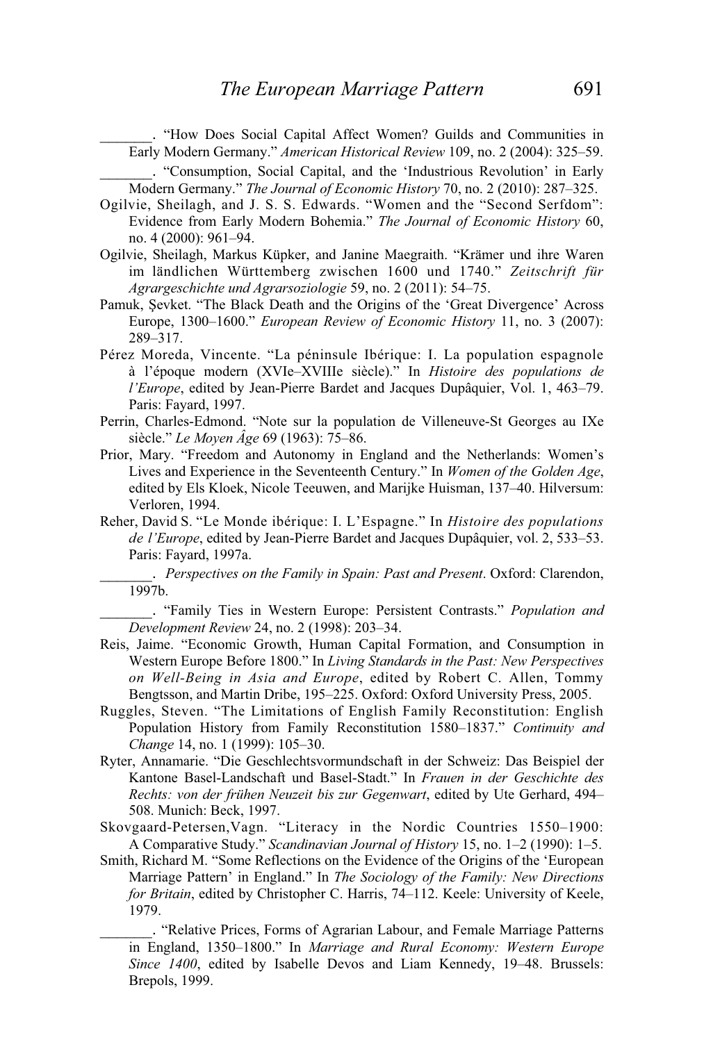_______. "How Does Social Capital Affect Women? Guilds and Communities in Early Modern Germany." *American Historical Review* 109, no. 2 (2004): 325–59.

_______. "Consumption, Social Capital, and the 'Industrious Revolution' in Early Modern Germany." *The Journal of Economic History* 70, no. 2 (2010): 287–325.

Ogilvie, Sheilagh, and J. S. S. Edwards. "Women and the "Second Serfdom": Evidence from Early Modern Bohemia." *The Journal of Economic History* 60, no. 4 (2000): 961–94.

Ogilvie, Sheilagh, Markus Küpker, and Janine Maegraith. "Krämer und ihre Waren im ländlichen Württemberg zwischen 1600 und 1740." *Zeitschrift für Agrargeschichte und Agrarsoziologie* 59, no. 2 (2011): 54–75.

Pamuk, Şevket. "The Black Death and the Origins of the 'Great Divergence' Across Europe, 1300–1600." *European Review of Economic History* 11, no. 3 (2007): 289–317.

Pérez Moreda, Vincente. "La péninsule Ibérique: I. La population espagnole à l'époque modern (XVIe–XVIIIe siècle)." In *Histoire des populations de l'Europe*, edited by Jean-Pierre Bardet and Jacques Dupâquier, Vol. 1, 463–79. Paris: Fayard, 1997.

Perrin, Charles-Edmond. "Note sur la population de Villeneuve-St Georges au IXe siècle." *Le Moyen Âge* 69 (1963): 75–86.

Prior, Mary. "Freedom and Autonomy in England and the Netherlands: Women's Lives and Experience in the Seventeenth Century." In *Women of the Golden Age*, edited by Els Kloek, Nicole Teeuwen, and Marijke Huisman, 137–40. Hilversum: Verloren, 1994.

Reher, David S. "Le Monde ibérique: I. L'Espagne." In *Histoire des populations de l'Europe*, edited by Jean-Pierre Bardet and Jacques Dupâquier, vol. 2, 533–53. Paris: Fayard, 1997a.

_______. *Perspectives on the Family in Spain: Past and Present*. Oxford: Clarendon, 1997b.

_______. "Family Ties in Western Europe: Persistent Contrasts." *Population and Development Review* 24, no. 2 (1998): 203–34.

Reis, Jaime. "Economic Growth, Human Capital Formation, and Consumption in Western Europe Before 1800." In *Living Standards in the Past: New Perspectives on Well-Being in Asia and Europe*, edited by Robert C. Allen, Tommy Bengtsson, and Martin Dribe, 195–225. Oxford: Oxford University Press, 2005.

Ruggles, Steven. "The Limitations of English Family Reconstitution: English Population History from Family Reconstitution 1580–1837." *Continuity and Change* 14, no. 1 (1999): 105–30.

Ryter, Annamarie. "Die Geschlechtsvormundschaft in der Schweiz: Das Beispiel der Kantone Basel-Landschaft und Basel-Stadt." In *Frauen in der Geschichte des Rechts: von der frühen Neuzeit bis zur Gegenwart*, edited by Ute Gerhard, 494–508. Munich: Beck, 1997.

Skovgaard-Petersen,Vagn. "Literacy in the Nordic Countries 1550–1900: A Comparative Study." *Scandinavian Journal of History* 15, no. 1–2 (1990): 1–5.

Smith, Richard M. "Some Reflections on the Evidence of the Origins of the 'European Marriage Pattern' in England." In *The Sociology of the Family: New Directions for Britain*, edited by Christopher C. Harris, 74–112. Keele: University of Keele, 1979.

_______. "Relative Prices, Forms of Agrarian Labour, and Female Marriage Patterns in England, 1350–1800." In *Marriage and Rural Economy: Western Europe Since 1400*, edited by Isabelle Devos and Liam Kennedy, 19–48. Brussels: Brepols, 1999.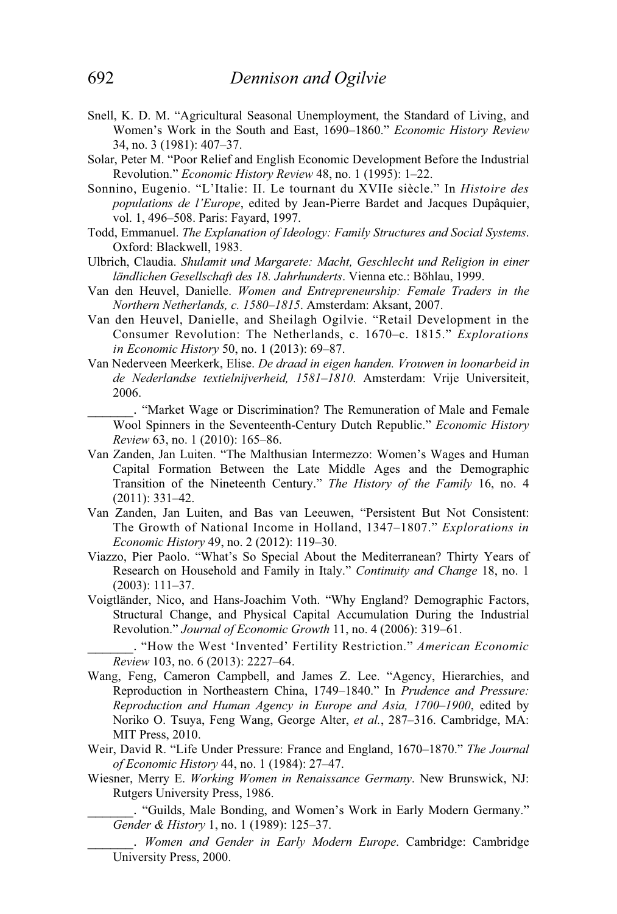Snell, K. D. M. "Agricultural Seasonal Unemployment, the Standard of Living, and Women's Work in the South and East, 1690–1860." *Economic History Review* 34, no. 3 (1981): 407–37.

Solar, Peter M. "Poor Relief and English Economic Development Before the Industrial Revolution." *Economic History Review* 48, no. 1 (1995): 1–22.

Sonnino, Eugenio. "L'Italie: II. Le tournant du XVIIe siècle." In *Histoire des populations de l'Europe*, edited by Jean-Pierre Bardet and Jacques Dupâquier, vol. 1, 496–508. Paris: Fayard, 1997.

Todd, Emmanuel. *The Explanation of Ideology: Family Structures and Social Systems*. Oxford: Blackwell, 1983.

Ulbrich, Claudia. *Shulamit und Margarete: Macht, Geschlecht und Religion in einer ländlichen Gesellschaft des 18. Jahrhunderts*. Vienna etc.: Böhlau, 1999.

Van den Heuvel, Danielle. *Women and Entrepreneurship: Female Traders in the Northern Netherlands, c. 1580–1815*. Amsterdam: Aksant, 2007.

Van den Heuvel, Danielle, and Sheilagh Ogilvie. "Retail Development in the Consumer Revolution: The Netherlands, c. 1670–c. 1815." *Explorations in Economic History* 50, no. 1 (2013): 69–87.

Van Nederveen Meerkerk, Elise. *De draad in eigen handen. Vrouwen in loonarbeid in de Nederlandse textielnijverheid, 1581–1810*. Amsterdam: Vrije Universiteit, 2006.

_______. "Market Wage or Discrimination? The Remuneration of Male and Female Wool Spinners in the Seventeenth-Century Dutch Republic." *Economic History Review* 63, no. 1 (2010): 165–86.

Van Zanden, Jan Luiten. "The Malthusian Intermezzo: Women's Wages and Human Capital Formation Between the Late Middle Ages and the Demographic Transition of the Nineteenth Century." *The History of the Family* 16, no. 4 (2011): 331–42.

Van Zanden, Jan Luiten, and Bas van Leeuwen, "Persistent But Not Consistent: The Growth of National Income in Holland, 1347–1807." *Explorations in Economic History* 49, no. 2 (2012): 119–30.

Viazzo, Pier Paolo. "What's So Special About the Mediterranean? Thirty Years of Research on Household and Family in Italy." *Continuity and Change* 18, no. 1 (2003): 111–37.

Voigtländer, Nico, and Hans-Joachim Voth. "Why England? Demographic Factors, Structural Change, and Physical Capital Accumulation During the Industrial Revolution." *Journal of Economic Growth* 11, no. 4 (2006): 319–61.

_______. "How the West 'Invented' Fertility Restriction." *American Economic Review* 103, no. 6 (2013): 2227–64.

Wang, Feng, Cameron Campbell, and James Z. Lee. "Agency, Hierarchies, and Reproduction in Northeastern China, 1749–1840." In *Prudence and Pressure: Reproduction and Human Agency in Europe and Asia, 1700–1900*, edited by Noriko O. Tsuya, Feng Wang, George Alter, *et al.*, 287–316. Cambridge, MA: MIT Press, 2010.

Weir, David R. "Life Under Pressure: France and England, 1670–1870." *The Journal of Economic History* 44, no. 1 (1984): 27–47.

Wiesner, Merry E. *Working Women in Renaissance Germany*. New Brunswick, NJ: Rutgers University Press, 1986.

_______. "Guilds, Male Bonding, and Women's Work in Early Modern Germany." *Gender & History* 1, no. 1 (1989): 125–37.

_______. *Women and Gender in Early Modern Europe*. Cambridge: Cambridge University Press, 2000.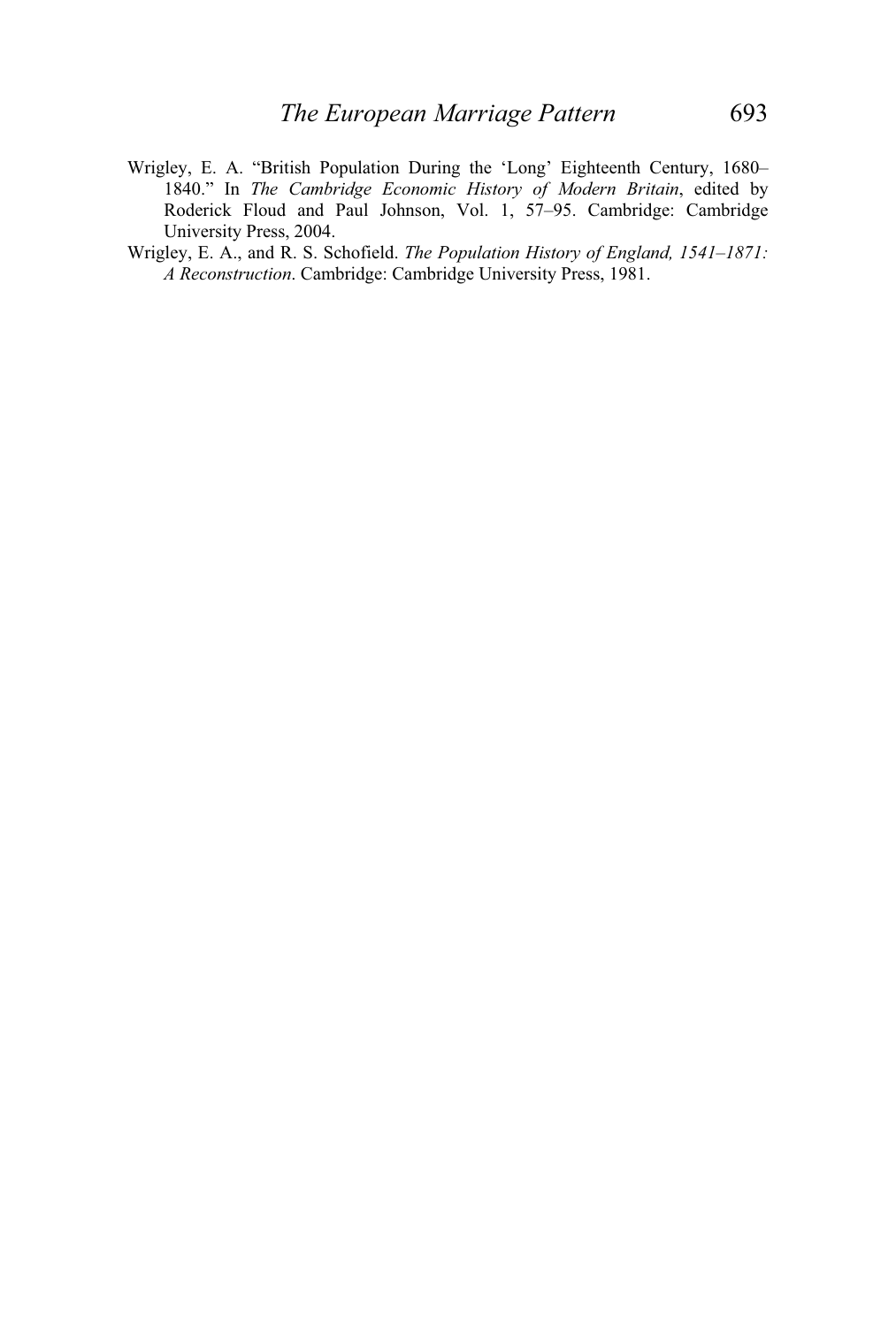Wrigley, E. A. "British Population During the 'Long' Eighteenth Century, 1680–1840." In *The Cambridge Economic History of Modern Britain*, edited by Roderick Floud and Paul Johnson, Vol. 1, 57–95. Cambridge: Cambridge University Press, 2004.

Wrigley, E. A., and R. S. Schofield. *The Population History of England, 1541–1871: A Reconstruction*. Cambridge: Cambridge University Press, 1981.